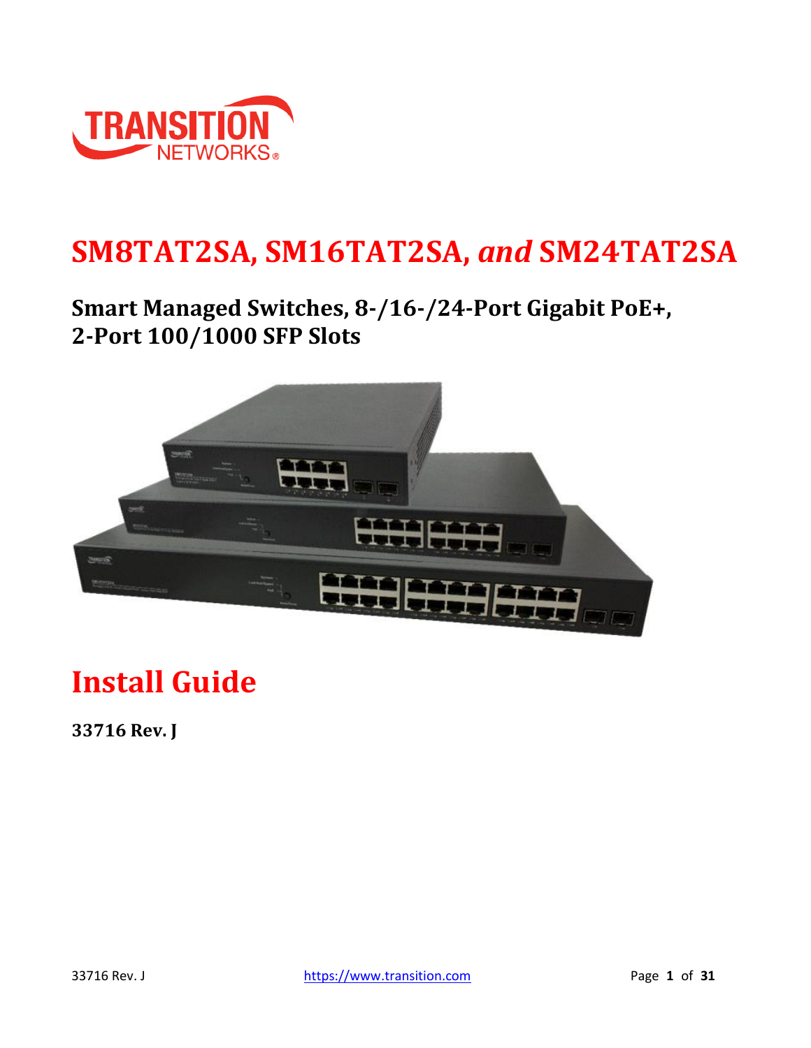# SM8TAT2SA, SM16TAT2SA, *and* SM24TAT2SA

## Smart Managed Switches, 8-/16-/24-Port Gigabit PoE+, 2-Port 100/1000 SFP Slots

# Install Guide

**33716 Rev. J**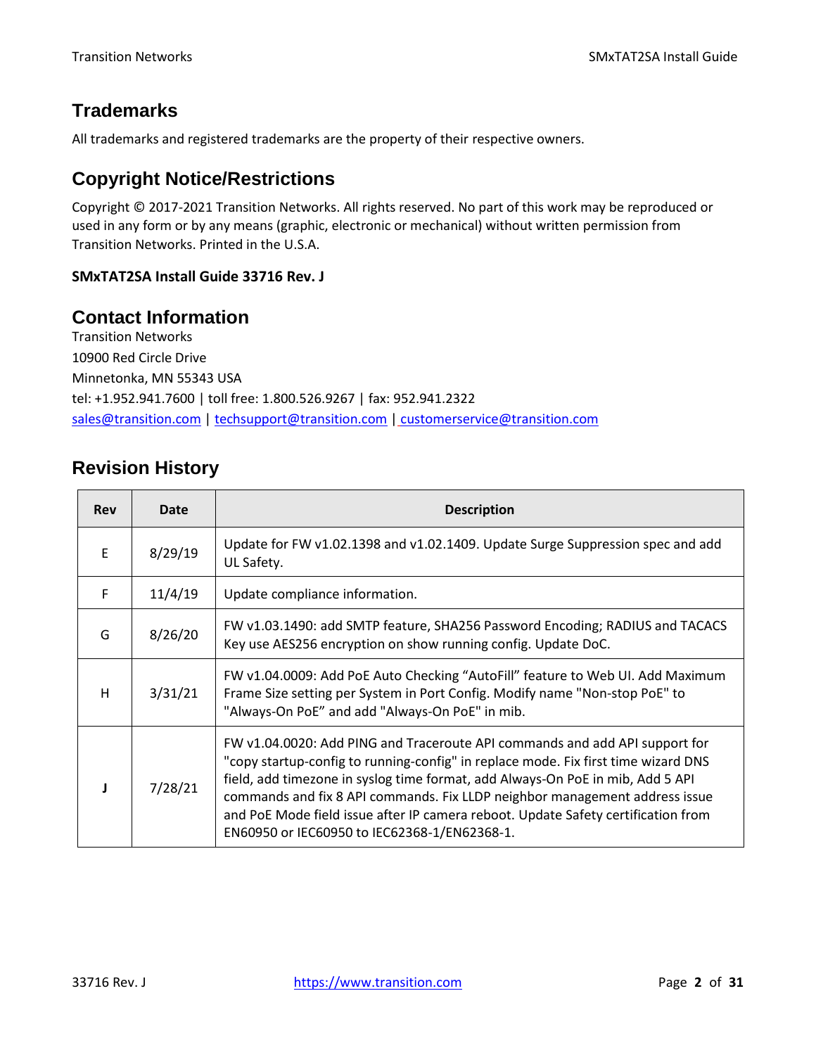## Trademarks

All trademarks and registered trademarks are the property of their respective owners.

## Copyright Notice/Restrictions

Copyright © 2017-2021 Transition Networks. All rights reserved. No part of this work may be reproduced or used in any form or by any means (graphic, electronic or mechanical) without written permission from Transition Networks. Printed in the U.S.A.

**SMxTAT2SA Install Guide 33716 Rev. J**

## Contact Information

Transition Networks
10900 Red Circle Drive
Minnetonka, MN 55343 USA
tel: +1.952.941.7600 | toll free: 1.800.526.9267 | fax: 952.941.2322
sales@transition.com | techsupport@transition.com | customerservice@transition.com

## Revision History

| Rev | Date | Description |
|---|---|---|
| E | 8/29/19 | Update for FW v1.02.1398 and v1.02.1409. Update Surge Suppression spec and add UL Safety. |
| F | 11/4/19 | Update compliance information. |
| G | 8/26/20 | FW v1.03.1490: add SMTP feature, SHA256 Password Encoding; RADIUS and TACACS Key use AES256 encryption on show running config. Update DoC. |
| H | 3/31/21 | FW v1.04.0009: Add PoE Auto Checking "AutoFill" feature to Web UI. Add Maximum Frame Size setting per System in Port Config. Modify name "Non-stop PoE" to "Always-On PoE" and add "Always-On PoE" in mib. |
| **J** | 7/28/21 | FW v1.04.0020: Add PING and Traceroute API commands and add API support for "copy startup-config to running-config" in replace mode. Fix first time wizard DNS field, add timezone in syslog time format, add Always-On PoE in mib, Add 5 API commands and fix 8 API commands. Fix LLDP neighbor management address issue and PoE Mode field issue after IP camera reboot. Update Safety certification from EN60950 or IEC60950 to IEC62368-1/EN62368-1. |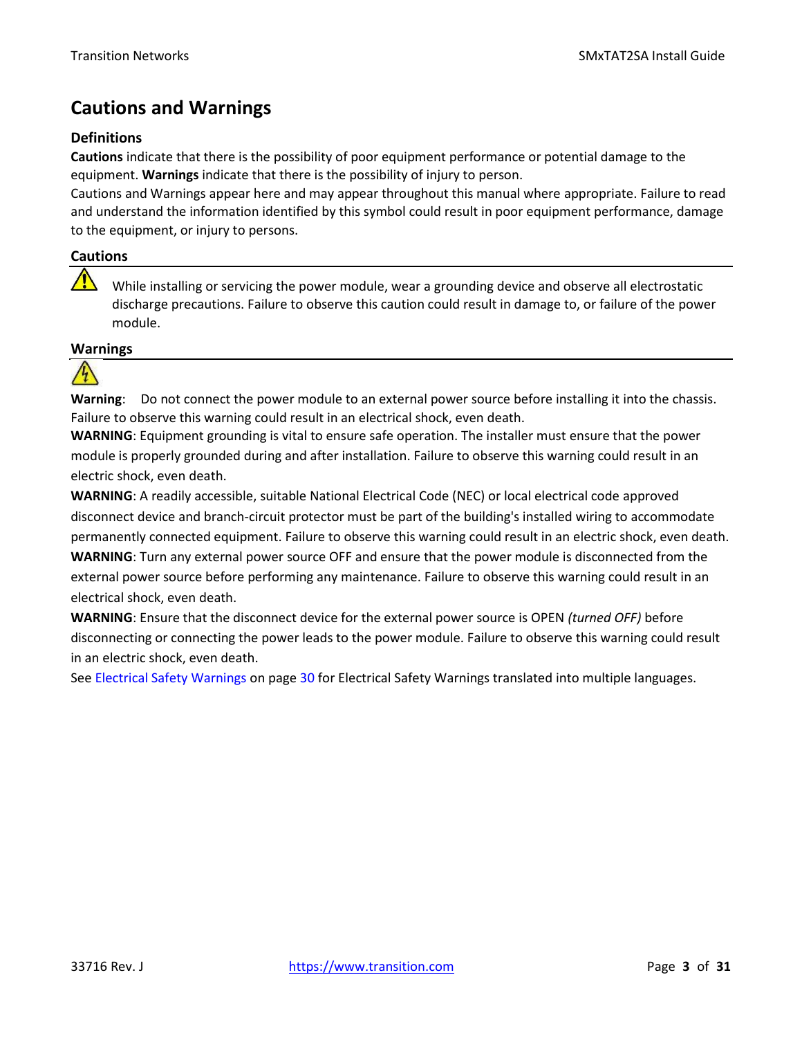# Cautions and Warnings

### Definitions

**Cautions** indicate that there is the possibility of poor equipment performance or potential damage to the equipment. **Warnings** indicate that there is the possibility of injury to person.

Cautions and Warnings appear here and may appear throughout this manual where appropriate. Failure to read and understand the information identified by this symbol could result in poor equipment performance, damage to the equipment, or injury to persons.

### Cautions

While installing or servicing the power module, wear a grounding device and observe all electrostatic discharge precautions. Failure to observe this caution could result in damage to, or failure of the power module.

### Warnings

**Warning**: Do not connect the power module to an external power source before installing it into the chassis. Failure to observe this warning could result in an electrical shock, even death.

**WARNING**: Equipment grounding is vital to ensure safe operation. The installer must ensure that the power module is properly grounded during and after installation. Failure to observe this warning could result in an electric shock, even death.

**WARNING**: A readily accessible, suitable National Electrical Code (NEC) or local electrical code approved disconnect device and branch-circuit protector must be part of the building's installed wiring to accommodate permanently connected equipment. Failure to observe this warning could result in an electric shock, even death.

**WARNING**: Turn any external power source OFF and ensure that the power module is disconnected from the external power source before performing any maintenance. Failure to observe this warning could result in an electrical shock, even death.

**WARNING**: Ensure that the disconnect device for the external power source is OPEN *(turned OFF)* before disconnecting or connecting the power leads to the power module. Failure to observe this warning could result in an electric shock, even death.

See Electrical Safety Warnings on page 30 for Electrical Safety Warnings translated into multiple languages.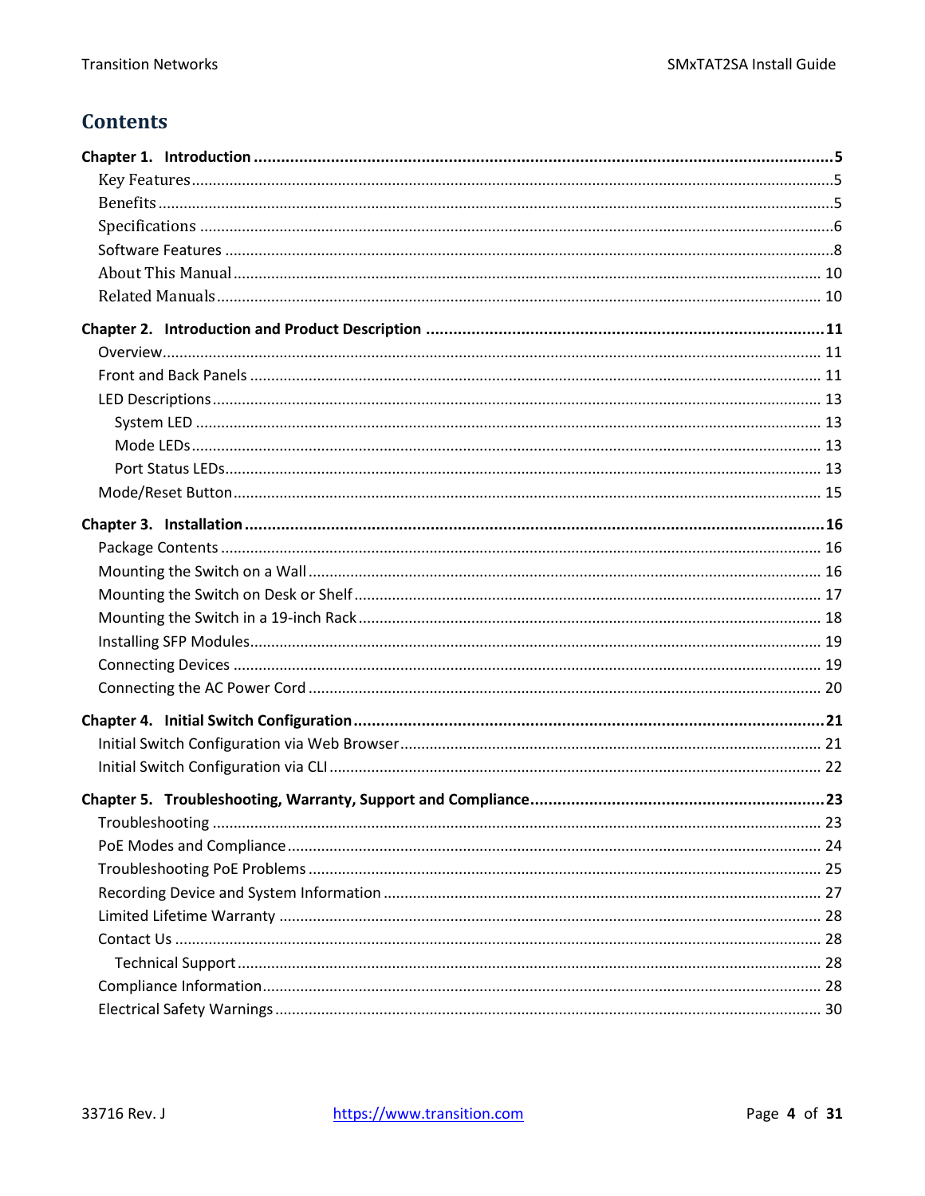# Contents

**Chapter 1. Introduction .......... 5**

- Key Features .......... 5
- Benefits .......... 5
- Specifications .......... 6
- Software Features .......... 8
- About This Manual .......... 10
- Related Manuals .......... 10

**Chapter 2. Introduction and Product Description .......... 11**

- Overview .......... 11
- Front and Back Panels .......... 11
- LED Descriptions .......... 13
  - System LED .......... 13
  - Mode LEDs .......... 13
  - Port Status LEDs .......... 13
- Mode/Reset Button .......... 15

**Chapter 3. Installation .......... 16**

- Package Contents .......... 16
- Mounting the Switch on a Wall .......... 16
- Mounting the Switch on Desk or Shelf .......... 17
- Mounting the Switch in a 19-inch Rack .......... 18
- Installing SFP Modules .......... 19
- Connecting Devices .......... 19
- Connecting the AC Power Cord .......... 20

**Chapter 4. Initial Switch Configuration .......... 21**

- Initial Switch Configuration via Web Browser .......... 21
- Initial Switch Configuration via CLI .......... 22

**Chapter 5. Troubleshooting, Warranty, Support and Compliance .......... 23**

- Troubleshooting .......... 23
- PoE Modes and Compliance .......... 24
- Troubleshooting PoE Problems .......... 25
- Recording Device and System Information .......... 27
- Limited Lifetime Warranty .......... 28
- Contact Us .......... 28
  - Technical Support .......... 28
- Compliance Information .......... 28
- Electrical Safety Warnings .......... 30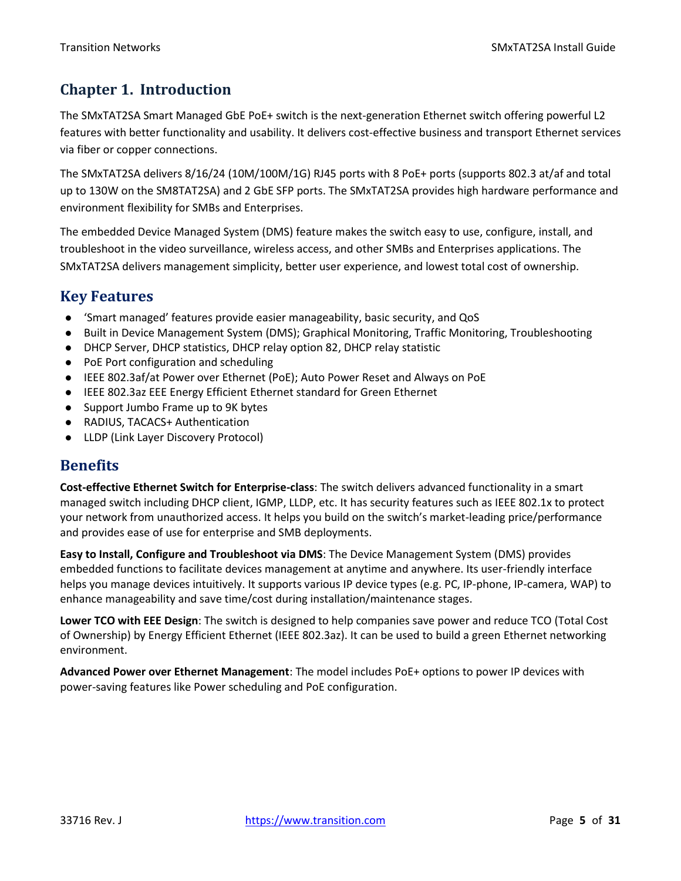# Chapter 1. Introduction

The SMxTAT2SA Smart Managed GbE PoE+ switch is the next-generation Ethernet switch offering powerful L2 features with better functionality and usability. It delivers cost-effective business and transport Ethernet services via fiber or copper connections.

The SMxTAT2SA delivers 8/16/24 (10M/100M/1G) RJ45 ports with 8 PoE+ ports (supports 802.3 at/af and total up to 130W on the SM8TAT2SA) and 2 GbE SFP ports. The SMxTAT2SA provides high hardware performance and environment flexibility for SMBs and Enterprises.

The embedded Device Managed System (DMS) feature makes the switch easy to use, configure, install, and troubleshoot in the video surveillance, wireless access, and other SMBs and Enterprises applications. The SMxTAT2SA delivers management simplicity, better user experience, and lowest total cost of ownership.

## Key Features

- 'Smart managed' features provide easier manageability, basic security, and QoS
- Built in Device Management System (DMS); Graphical Monitoring, Traffic Monitoring, Troubleshooting
- DHCP Server, DHCP statistics, DHCP relay option 82, DHCP relay statistic
- PoE Port configuration and scheduling
- IEEE 802.3af/at Power over Ethernet (PoE); Auto Power Reset and Always on PoE
- IEEE 802.3az EEE Energy Efficient Ethernet standard for Green Ethernet
- Support Jumbo Frame up to 9K bytes
- RADIUS, TACACS+ Authentication
- LLDP (Link Layer Discovery Protocol)

## Benefits

**Cost-effective Ethernet Switch for Enterprise-class**: The switch delivers advanced functionality in a smart managed switch including DHCP client, IGMP, LLDP, etc. It has security features such as IEEE 802.1x to protect your network from unauthorized access. It helps you build on the switch's market-leading price/performance and provides ease of use for enterprise and SMB deployments.

**Easy to Install, Configure and Troubleshoot via DMS**: The Device Management System (DMS) provides embedded functions to facilitate devices management at anytime and anywhere. Its user-friendly interface helps you manage devices intuitively. It supports various IP device types (e.g. PC, IP-phone, IP-camera, WAP) to enhance manageability and save time/cost during installation/maintenance stages.

**Lower TCO with EEE Design**: The switch is designed to help companies save power and reduce TCO (Total Cost of Ownership) by Energy Efficient Ethernet (IEEE 802.3az). It can be used to build a green Ethernet networking environment.

**Advanced Power over Ethernet Management**: The model includes PoE+ options to power IP devices with power-saving features like Power scheduling and PoE configuration.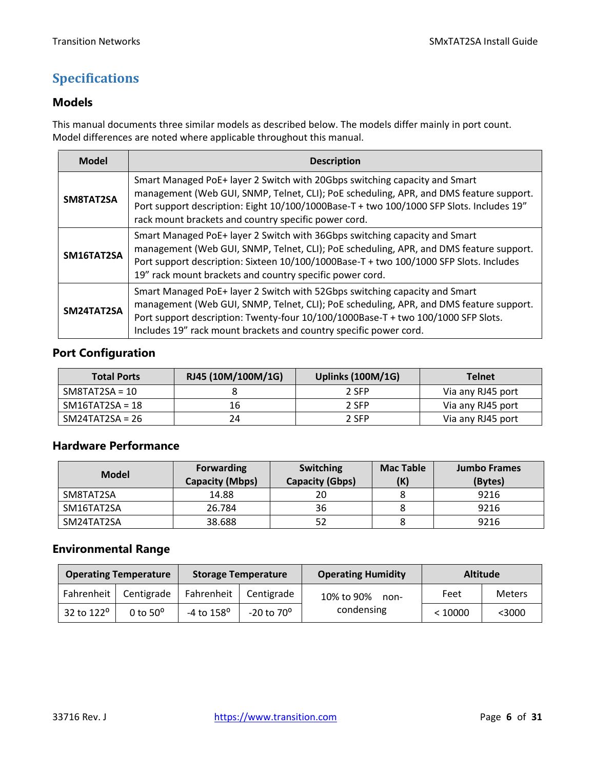# Specifications

## Models

This manual documents three similar models as described below. The models differ mainly in port count. Model differences are noted where applicable throughout this manual.

| Model | Description |
|---|---|
| **SM8TAT2SA** | Smart Managed PoE+ layer 2 Switch with 20Gbps switching capacity and Smart management (Web GUI, SNMP, Telnet, CLI); PoE scheduling, APR, and DMS feature support. Port support description: Eight 10/100/1000Base-T + two 100/1000 SFP Slots. Includes 19" rack mount brackets and country specific power cord. |
| **SM16TAT2SA** | Smart Managed PoE+ layer 2 Switch with 36Gbps switching capacity and Smart management (Web GUI, SNMP, Telnet, CLI); PoE scheduling, APR, and DMS feature support. Port support description: Sixteen 10/100/1000Base-T + two 100/1000 SFP Slots. Includes 19" rack mount brackets and country specific power cord. |
| **SM24TAT2SA** | Smart Managed PoE+ layer 2 Switch with 52Gbps switching capacity and Smart management (Web GUI, SNMP, Telnet, CLI); PoE scheduling, APR, and DMS feature support. Port support description: Twenty-four 10/100/1000Base-T + two 100/1000 SFP Slots. Includes 19" rack mount brackets and country specific power cord. |

## Port Configuration

| Total Ports | RJ45 (10M/100M/1G) | Uplinks (100M/1G) | Telnet |
|---|---|---|---|
| SM8TAT2SA = 10 | 8 | 2 SFP | Via any RJ45 port |
| SM16TAT2SA = 18 | 16 | 2 SFP | Via any RJ45 port |
| SM24TAT2SA = 26 | 24 | 2 SFP | Via any RJ45 port |

## Hardware Performance

| Model | Forwarding Capacity (Mbps) | Switching Capacity (Gbps) | Mac Table (K) | Jumbo Frames (Bytes) |
|---|---|---|---|---|
| SM8TAT2SA | 14.88 | 20 | 8 | 9216 |
| SM16TAT2SA | 26.784 | 36 | 8 | 9216 |
| SM24TAT2SA | 38.688 | 52 | 8 | 9216 |

## Environmental Range

| Operating Temperature | | Storage Temperature | | Operating Humidity | Altitude | |
|---|---|---|---|---|---|---|
| Fahrenheit | Centigrade | Fahrenheit | Centigrade | 10% to 90% non-condensing | Feet | Meters |
| 32 to 122° | 0 to 50° | -4 to 158° | -20 to 70° | | < 10000 | <3000 |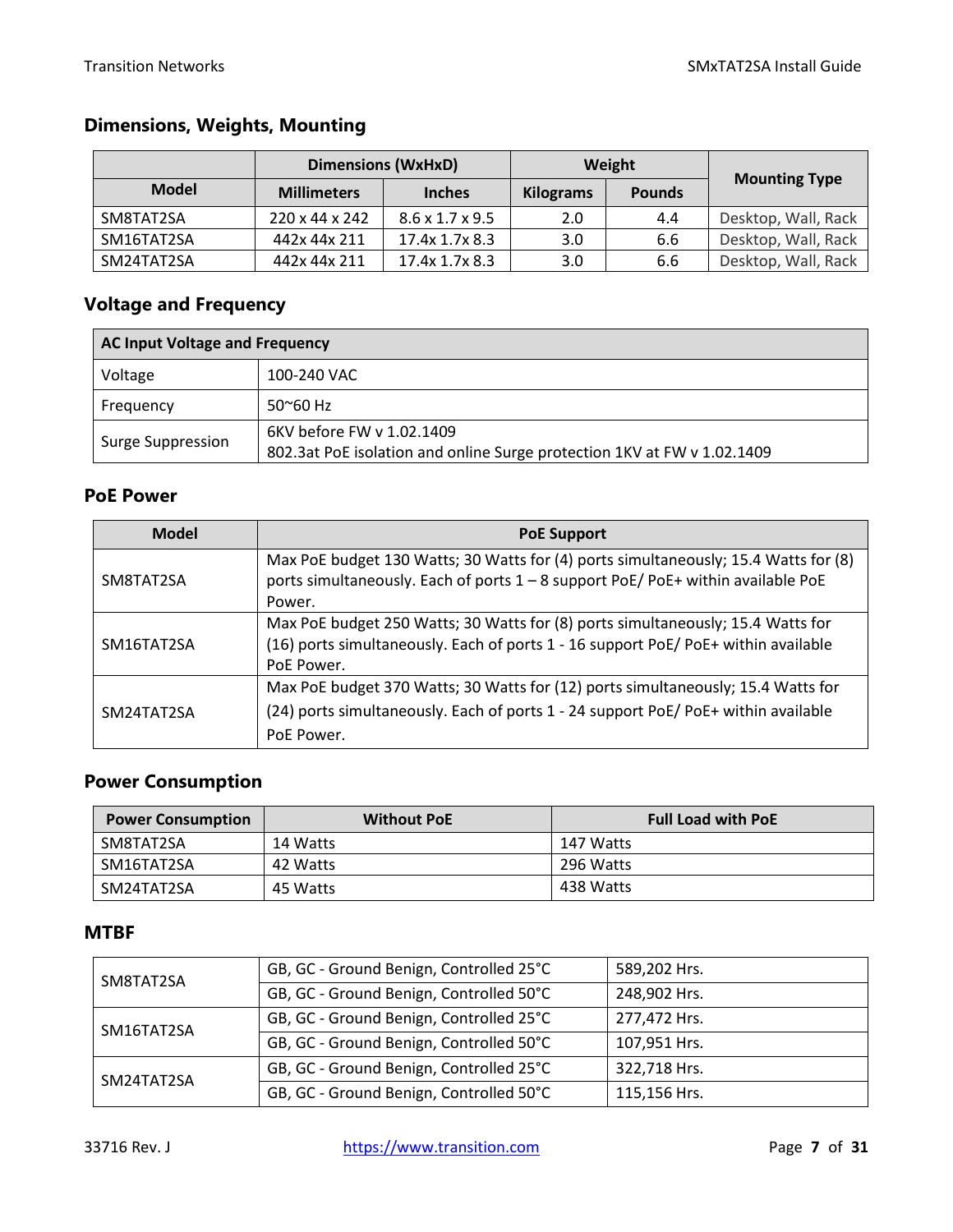## Dimensions, Weights, Mounting

| Model | Dimensions (WxHxD) | | Weight | | Mounting Type |
|---|---|---|---|---|---|
| | Millimeters | Inches | Kilograms | Pounds | |
| SM8TAT2SA | 220 x 44 x 242 | 8.6 x 1.7 x 9.5 | 2.0 | 4.4 | Desktop, Wall, Rack |
| SM16TAT2SA | 442x 44x 211 | 17.4x 1.7x 8.3 | 3.0 | 6.6 | Desktop, Wall, Rack |
| SM24TAT2SA | 442x 44x 211 | 17.4x 1.7x 8.3 | 3.0 | 6.6 | Desktop, Wall, Rack |

## Voltage and Frequency

| AC Input Voltage and Frequency | |
|---|---|
| Voltage | 100-240 VAC |
| Frequency | 50~60 Hz |
| Surge Suppression | 6KV before FW v 1.02.1409<br>802.3at PoE isolation and online Surge protection 1KV at FW v 1.02.1409 |

## PoE Power

| Model | PoE Support |
|---|---|
| SM8TAT2SA | Max PoE budget 130 Watts; 30 Watts for (4) ports simultaneously; 15.4 Watts for (8) ports simultaneously. Each of ports 1 – 8 support PoE/ PoE+ within available PoE Power. |
| SM16TAT2SA | Max PoE budget 250 Watts; 30 Watts for (8) ports simultaneously; 15.4 Watts for (16) ports simultaneously. Each of ports 1 - 16 support PoE/ PoE+ within available PoE Power. |
| SM24TAT2SA | Max PoE budget 370 Watts; 30 Watts for (12) ports simultaneously; 15.4 Watts for (24) ports simultaneously. Each of ports 1 - 24 support PoE/ PoE+ within available PoE Power. |

## Power Consumption

| Power Consumption | Without PoE | Full Load with PoE |
|---|---|---|
| SM8TAT2SA | 14 Watts | 147 Watts |
| SM16TAT2SA | 42 Watts | 296 Watts |
| SM24TAT2SA | 45 Watts | 438 Watts |

## MTBF

| | | |
|---|---|---|
| SM8TAT2SA | GB, GC - Ground Benign, Controlled 25°C | 589,202 Hrs. |
| | GB, GC - Ground Benign, Controlled 50°C | 248,902 Hrs. |
| SM16TAT2SA | GB, GC - Ground Benign, Controlled 25°C | 277,472 Hrs. |
| | GB, GC - Ground Benign, Controlled 50°C | 107,951 Hrs. |
| SM24TAT2SA | GB, GC - Ground Benign, Controlled 25°C | 322,718 Hrs. |
| | GB, GC - Ground Benign, Controlled 50°C | 115,156 Hrs. |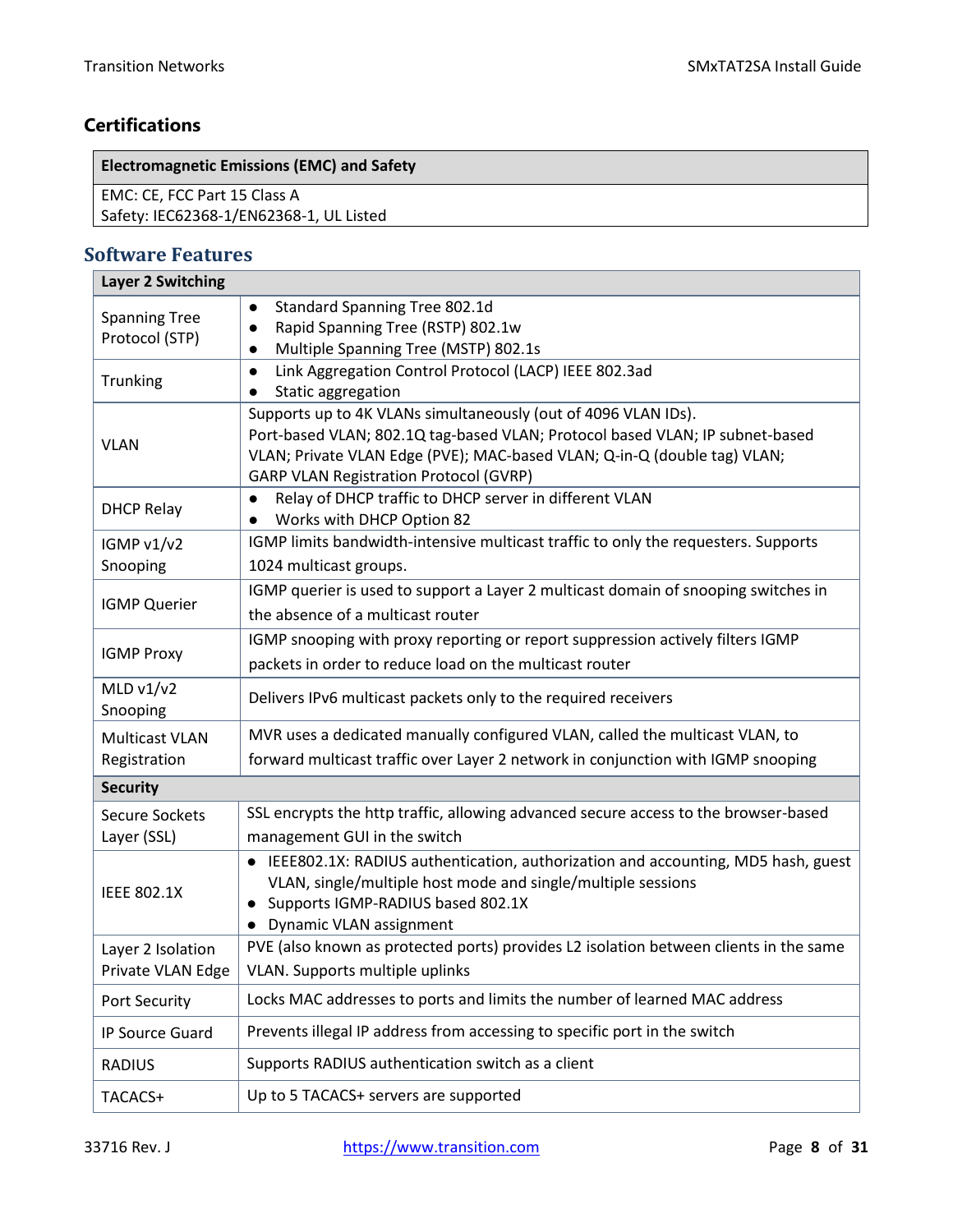## Certifications

| Electromagnetic Emissions (EMC) and Safety |
|---|
| EMC: CE, FCC Part 15 Class A<br>Safety: IEC62368-1/EN62368-1, UL Listed |

## Software Features

| Layer 2 Switching | |
|---|---|
| Spanning Tree Protocol (STP) | ● Standard Spanning Tree 802.1d<br>● Rapid Spanning Tree (RSTP) 802.1w<br>● Multiple Spanning Tree (MSTP) 802.1s |
| Trunking | ● Link Aggregation Control Protocol (LACP) IEEE 802.3ad<br>● Static aggregation |
| VLAN | Supports up to 4K VLANs simultaneously (out of 4096 VLAN IDs).<br>Port-based VLAN; 802.1Q tag-based VLAN; Protocol based VLAN; IP subnet-based VLAN; Private VLAN Edge (PVE); MAC-based VLAN; Q-in-Q (double tag) VLAN; GARP VLAN Registration Protocol (GVRP) |
| DHCP Relay | ● Relay of DHCP traffic to DHCP server in different VLAN<br>● Works with DHCP Option 82 |
| IGMP v1/v2 Snooping | IGMP limits bandwidth-intensive multicast traffic to only the requesters. Supports 1024 multicast groups. |
| IGMP Querier | IGMP querier is used to support a Layer 2 multicast domain of snooping switches in the absence of a multicast router |
| IGMP Proxy | IGMP snooping with proxy reporting or report suppression actively filters IGMP packets in order to reduce load on the multicast router |
| MLD v1/v2 Snooping | Delivers IPv6 multicast packets only to the required receivers |
| Multicast VLAN Registration | MVR uses a dedicated manually configured VLAN, called the multicast VLAN, to forward multicast traffic over Layer 2 network in conjunction with IGMP snooping |
| **Security** | |
| Secure Sockets Layer (SSL) | SSL encrypts the http traffic, allowing advanced secure access to the browser-based management GUI in the switch |
| IEEE 802.1X | ● IEEE802.1X: RADIUS authentication, authorization and accounting, MD5 hash, guest VLAN, single/multiple host mode and single/multiple sessions<br>● Supports IGMP-RADIUS based 802.1X<br>● Dynamic VLAN assignment |
| Layer 2 Isolation Private VLAN Edge | PVE (also known as protected ports) provides L2 isolation between clients in the same VLAN. Supports multiple uplinks |
| Port Security | Locks MAC addresses to ports and limits the number of learned MAC address |
| IP Source Guard | Prevents illegal IP address from accessing to specific port in the switch |
| RADIUS | Supports RADIUS authentication switch as a client |
| TACACS+ | Up to 5 TACACS+ servers are supported |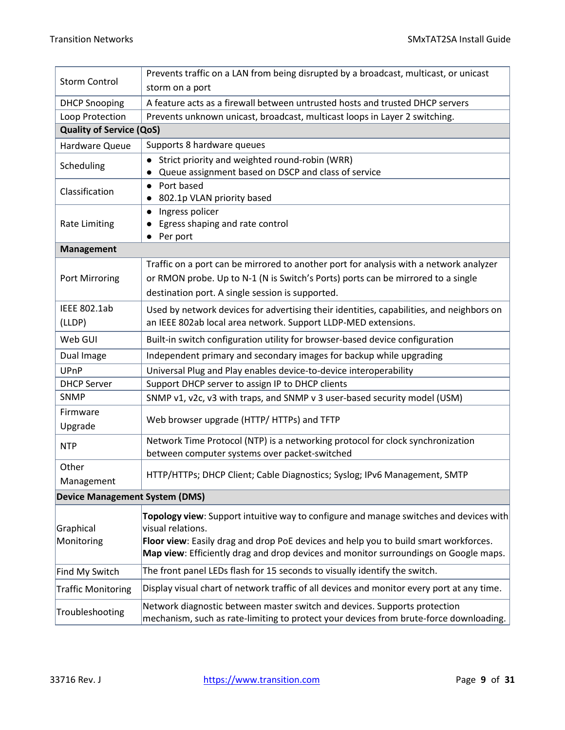| | |
|---|---|
| Storm Control | Prevents traffic on a LAN from being disrupted by a broadcast, multicast, or unicast storm on a port |
| DHCP Snooping | A feature acts as a firewall between untrusted hosts and trusted DHCP servers |
| Loop Protection | Prevents unknown unicast, broadcast, multicast loops in Layer 2 switching. |
| **Quality of Service (QoS)** | |
| Hardware Queue | Supports 8 hardware queues |
| Scheduling | • Strict priority and weighted round-robin (WRR)<br>• Queue assignment based on DSCP and class of service |
| Classification | • Port based<br>• 802.1p VLAN priority based |
| Rate Limiting | • Ingress policer<br>• Egress shaping and rate control<br>• Per port |
| **Management** | |
| Port Mirroring | Traffic on a port can be mirrored to another port for analysis with a network analyzer or RMON probe. Up to N-1 (N is Switch's Ports) ports can be mirrored to a single destination port. A single session is supported. |
| IEEE 802.1ab (LLDP) | Used by network devices for advertising their identities, capabilities, and neighbors on an IEEE 802ab local area network. Support LLDP-MED extensions. |
| Web GUI | Built-in switch configuration utility for browser-based device configuration |
| Dual Image | Independent primary and secondary images for backup while upgrading |
| UPnP | Universal Plug and Play enables device-to-device interoperability |
| DHCP Server | Support DHCP server to assign IP to DHCP clients |
| SNMP | SNMP v1, v2c, v3 with traps, and SNMP v 3 user-based security model (USM) |
| Firmware Upgrade | Web browser upgrade (HTTP/ HTTPs) and TFTP |
| NTP | Network Time Protocol (NTP) is a networking protocol for clock synchronization between computer systems over packet-switched |
| Other Management | HTTP/HTTPs; DHCP Client; Cable Diagnostics; Syslog; IPv6 Management, SMTP |
| **Device Management System (DMS)** | |
| Graphical Monitoring | **Topology view**: Support intuitive way to configure and manage switches and devices with visual relations.<br>**Floor view**: Easily drag and drop PoE devices and help you to build smart workforces.<br>**Map view**: Efficiently drag and drop devices and monitor surroundings on Google maps. |
| Find My Switch | The front panel LEDs flash for 15 seconds to visually identify the switch. |
| Traffic Monitoring | Display visual chart of network traffic of all devices and monitor every port at any time. |
| Troubleshooting | Network diagnostic between master switch and devices. Supports protection mechanism, such as rate-limiting to protect your devices from brute-force downloading. |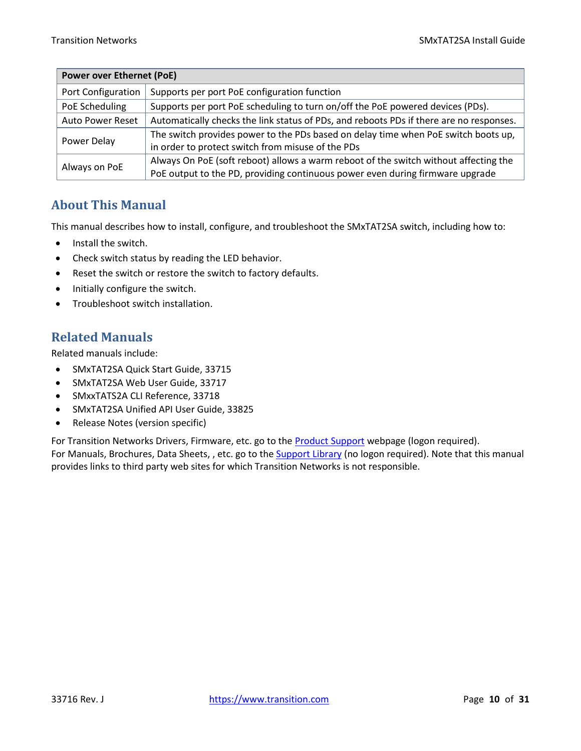| Power over Ethernet (PoE) | |
|---|---|
| Port Configuration | Supports per port PoE configuration function |
| PoE Scheduling | Supports per port PoE scheduling to turn on/off the PoE powered devices (PDs). |
| Auto Power Reset | Automatically checks the link status of PDs, and reboots PDs if there are no responses. |
| Power Delay | The switch provides power to the PDs based on delay time when PoE switch boots up, in order to protect switch from misuse of the PDs |
| Always on PoE | Always On PoE (soft reboot) allows a warm reboot of the switch without affecting the PoE output to the PD, providing continuous power even during firmware upgrade |

## About This Manual

This manual describes how to install, configure, and troubleshoot the SMxTAT2SA switch, including how to:

- Install the switch.
- Check switch status by reading the LED behavior.
- Reset the switch or restore the switch to factory defaults.
- Initially configure the switch.
- Troubleshoot switch installation.

## Related Manuals

Related manuals include:

- SMxTAT2SA Quick Start Guide, 33715
- SMxTAT2SA Web User Guide, 33717
- SMxxTATS2A CLI Reference, 33718
- SMxTAT2SA Unified API User Guide, 33825
- Release Notes (version specific)

For Transition Networks Drivers, Firmware, etc. go to the Product Support webpage (logon required).
For Manuals, Brochures, Data Sheets, , etc. go to the Support Library (no logon required). Note that this manual provides links to third party web sites for which Transition Networks is not responsible.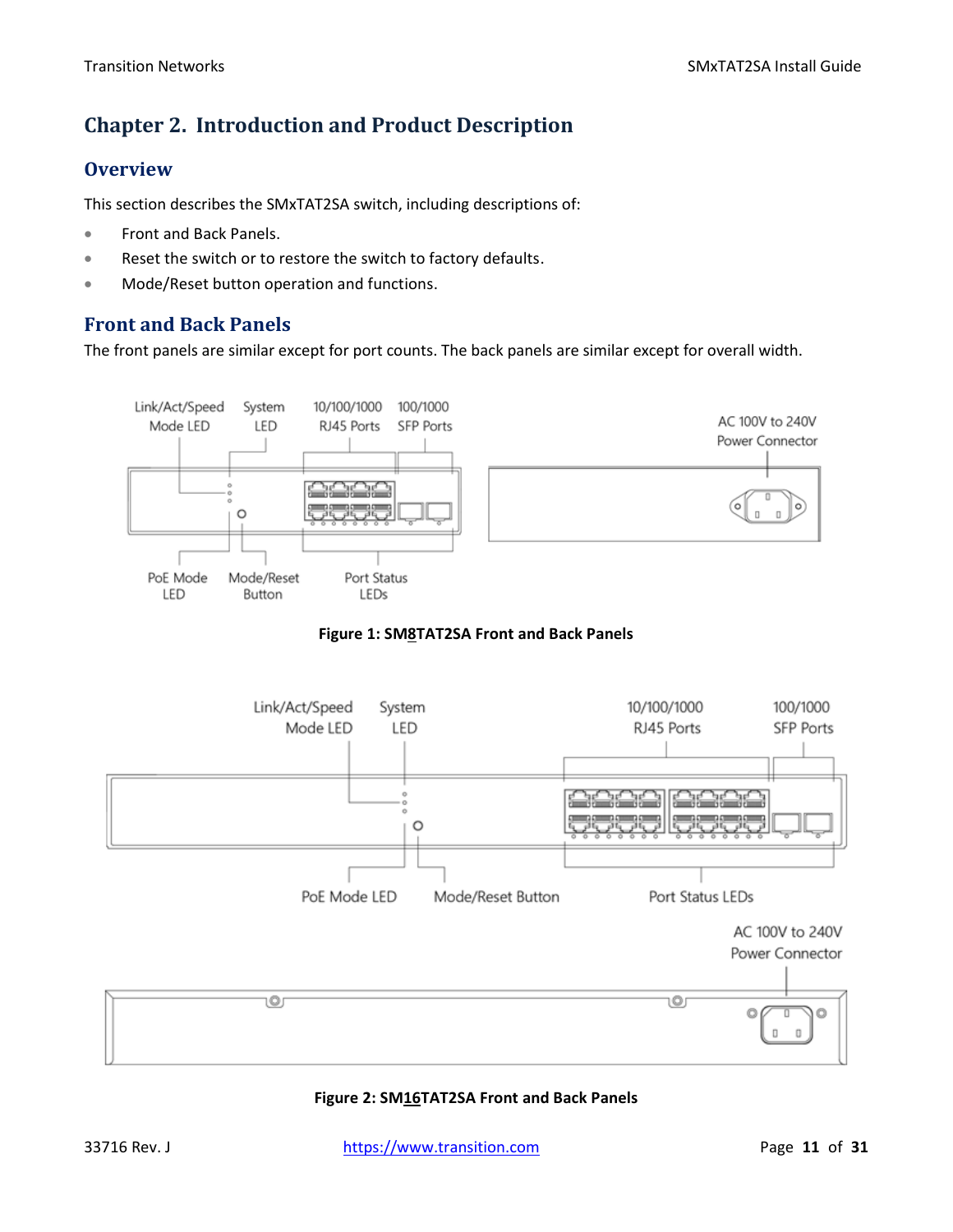# Chapter 2. Introduction and Product Description

## Overview

This section describes the SMxTAT2SA switch, including descriptions of:

- Front and Back Panels.
- Reset the switch or to restore the switch to factory defaults.
- Mode/Reset button operation and functions.

## Front and Back Panels

The front panels are similar except for port counts. The back panels are similar except for overall width.

Link/Act/Speed Mode LED | System LED | 10/100/1000 RJ45 Ports | 100/1000 SFP Ports | AC 100V to 240V Power Connector | PoE Mode LED | Mode/Reset Button | Port Status LEDs

**Figure 1: SM8TAT2SA Front and Back Panels**

Link/Act/Speed Mode LED | System LED | 10/100/1000 RJ45 Ports | 100/1000 SFP Ports | PoE Mode LED | Mode/Reset Button | Port Status LEDs | AC 100V to 240V Power Connector

**Figure 2: SM16TAT2SA Front and Back Panels**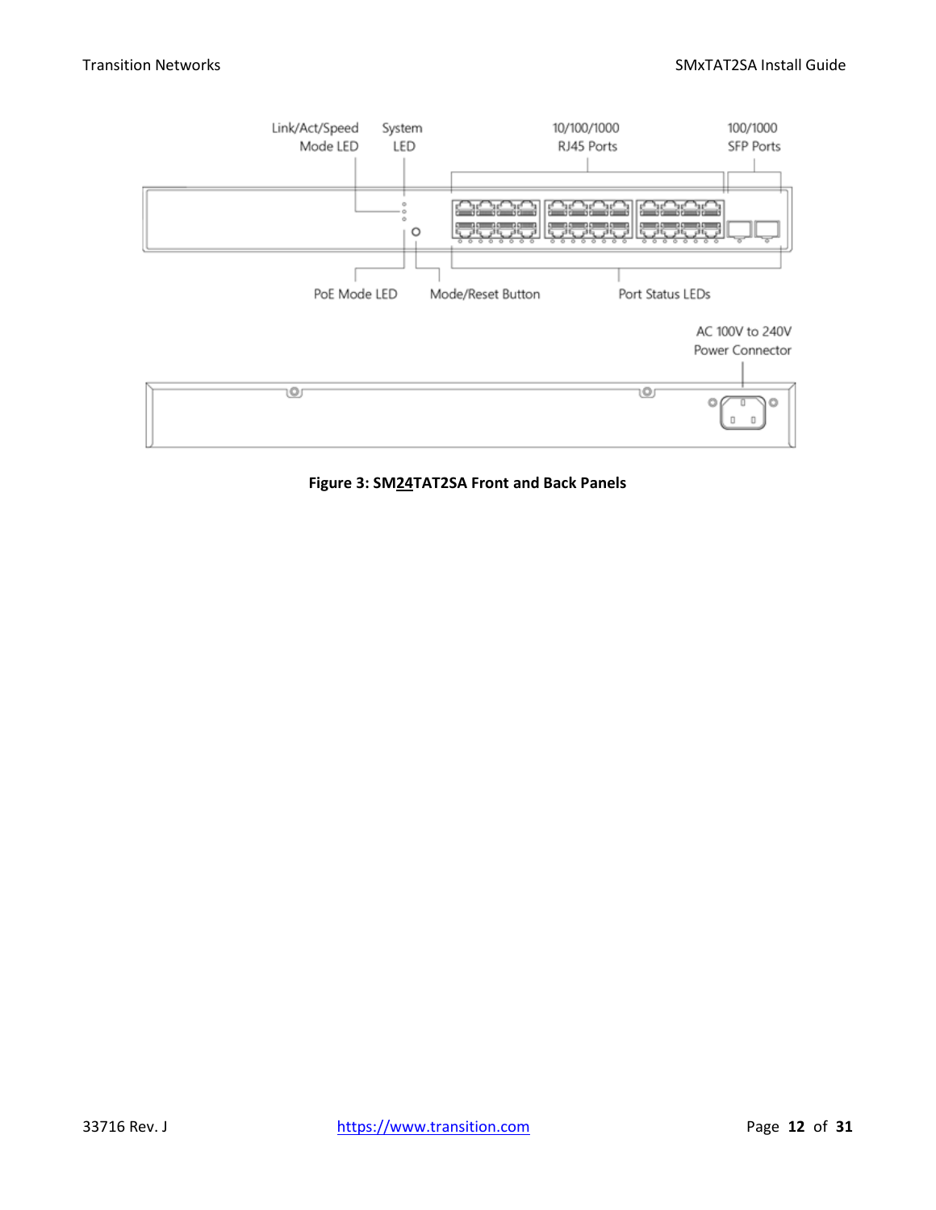Link/Act/Speed Mode LED

System LED

10/100/1000 RJ45 Ports

100/1000 SFP Ports

PoE Mode LED

Mode/Reset Button

Port Status LEDs

AC 100V to 240V Power Connector

**Figure 3: SM24TAT2SA Front and Back Panels**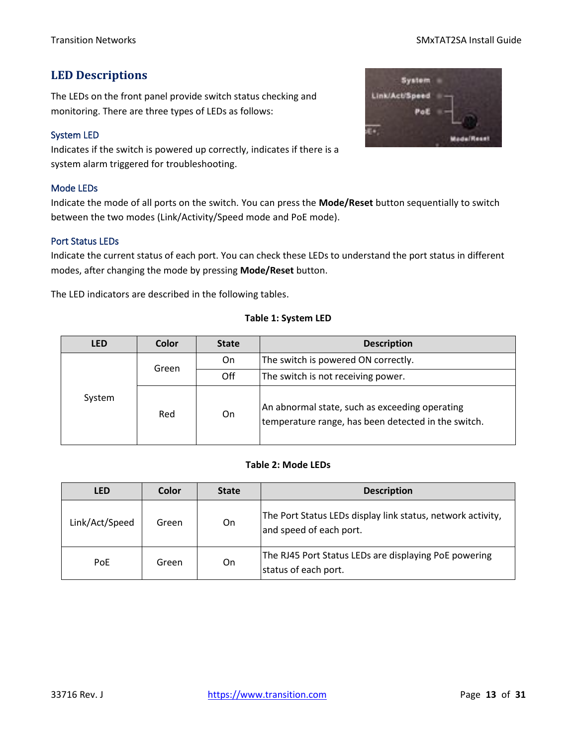## LED Descriptions

The LEDs on the front panel provide switch status checking and monitoring. There are three types of LEDs as follows:

### System LED

Indicates if the switch is powered up correctly, indicates if there is a system alarm triggered for troubleshooting.

### Mode LEDs

Indicate the mode of all ports on the switch. You can press the **Mode/Reset** button sequentially to switch between the two modes (Link/Activity/Speed mode and PoE mode).

### Port Status LEDs

Indicate the current status of each port. You can check these LEDs to understand the port status in different modes, after changing the mode by pressing **Mode/Reset** button.

The LED indicators are described in the following tables.

**Table 1: System LED**

| LED | Color | State | Description |
|---|---|---|---|
| System | Green | On | The switch is powered ON correctly. |
| | | Off | The switch is not receiving power. |
| | Red | On | An abnormal state, such as exceeding operating temperature range, has been detected in the switch. |

**Table 2: Mode LEDs**

| LED | Color | State | Description |
|---|---|---|---|
| Link/Act/Speed | Green | On | The Port Status LEDs display link status, network activity, and speed of each port. |
| PoE | Green | On | The RJ45 Port Status LEDs are displaying PoE powering status of each port. |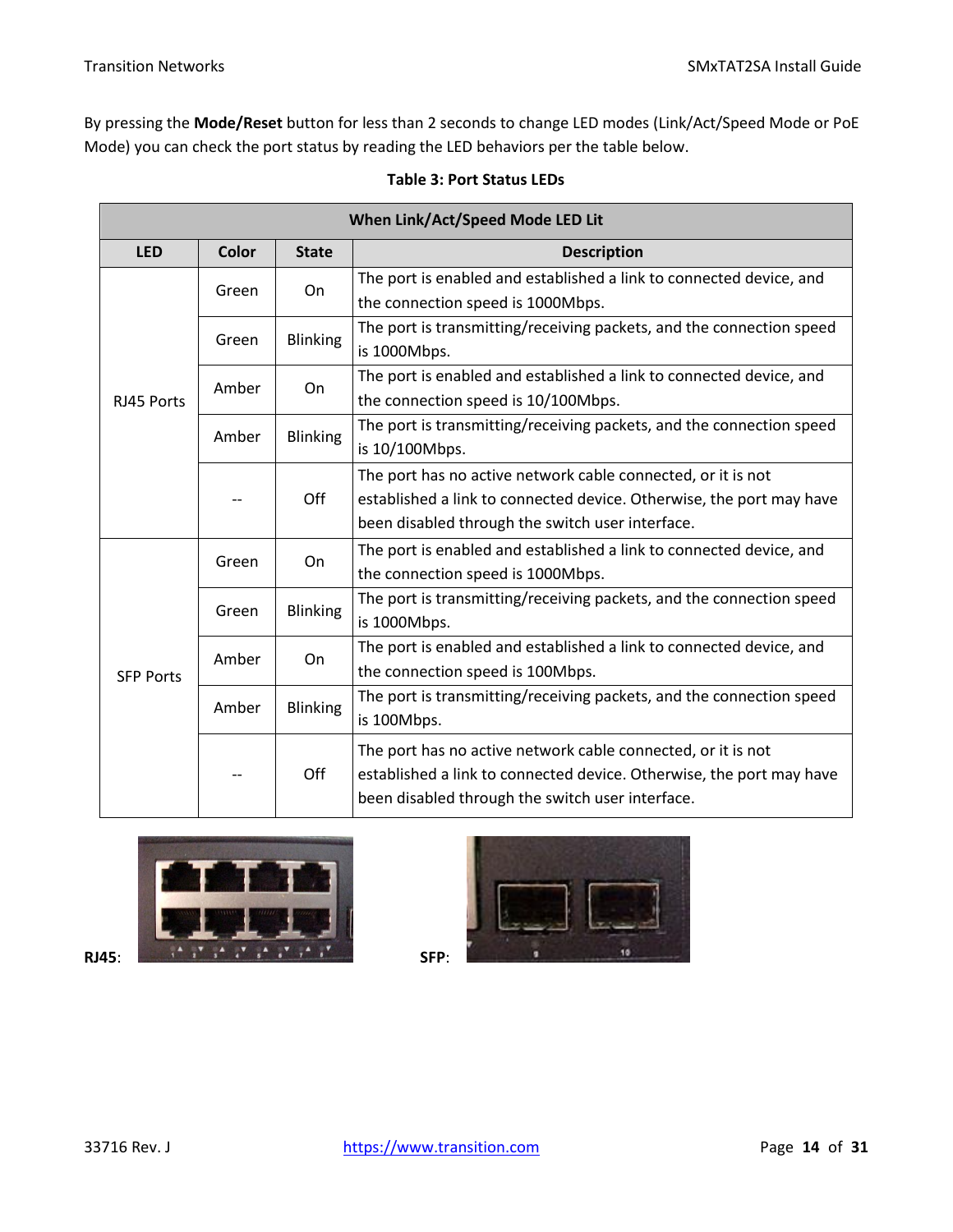By pressing the **Mode/Reset** button for less than 2 seconds to change LED modes (Link/Act/Speed Mode or PoE Mode) you can check the port status by reading the LED behaviors per the table below.

**Table 3: Port Status LEDs**

| When Link/Act/Speed Mode LED Lit | | | |
|---|---|---|---|
| **LED** | **Color** | **State** | **Description** |
| RJ45 Ports | Green | On | The port is enabled and established a link to connected device, and the connection speed is 1000Mbps. |
| | Green | Blinking | The port is transmitting/receiving packets, and the connection speed is 1000Mbps. |
| | Amber | On | The port is enabled and established a link to connected device, and the connection speed is 10/100Mbps. |
| | Amber | Blinking | The port is transmitting/receiving packets, and the connection speed is 10/100Mbps. |
| | -- | Off | The port has no active network cable connected, or it is not established a link to connected device. Otherwise, the port may have been disabled through the switch user interface. |
| SFP Ports | Green | On | The port is enabled and established a link to connected device, and the connection speed is 1000Mbps. |
| | Green | Blinking | The port is transmitting/receiving packets, and the connection speed is 1000Mbps. |
| | Amber | On | The port is enabled and established a link to connected device, and the connection speed is 100Mbps. |
| | Amber | Blinking | The port is transmitting/receiving packets, and the connection speed is 100Mbps. |
| | -- | Off | The port has no active network cable connected, or it is not established a link to connected device. Otherwise, the port may have been disabled through the switch user interface. |

**RJ45**:

**SFP**: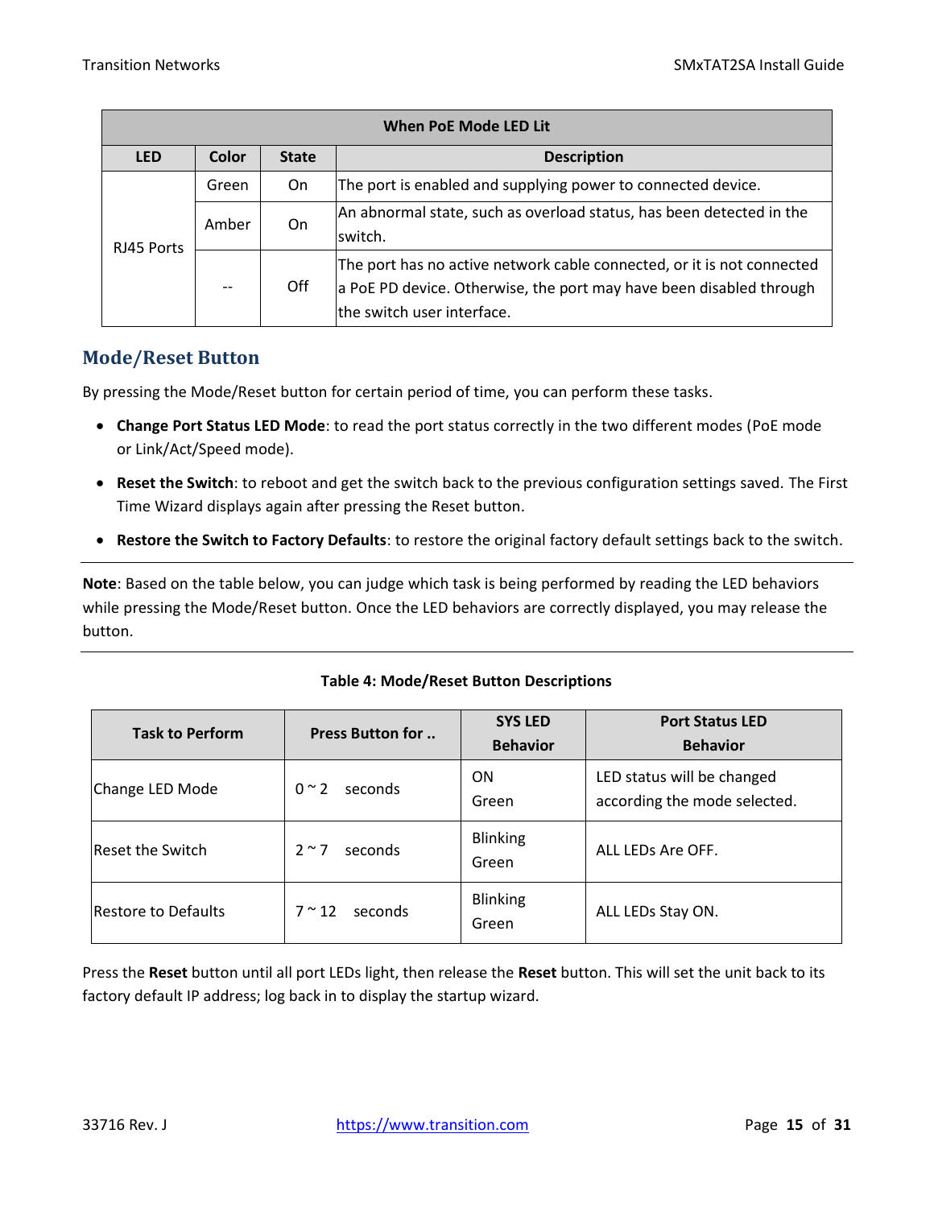| When PoE Mode LED Lit | | | |
|---|---|---|---|
| **LED** | **Color** | **State** | **Description** |
| RJ45 Ports | Green | On | The port is enabled and supplying power to connected device. |
| | Amber | On | An abnormal state, such as overload status, has been detected in the switch. |
| | -- | Off | The port has no active network cable connected, or it is not connected a PoE PD device. Otherwise, the port may have been disabled through the switch user interface. |

## Mode/Reset Button

By pressing the Mode/Reset button for certain period of time, you can perform these tasks.

- **Change Port Status LED Mode**: to read the port status correctly in the two different modes (PoE mode or Link/Act/Speed mode).
- **Reset the Switch**: to reboot and get the switch back to the previous configuration settings saved. The First Time Wizard displays again after pressing the Reset button.
- **Restore the Switch to Factory Defaults**: to restore the original factory default settings back to the switch.

---

**Note**: Based on the table below, you can judge which task is being performed by reading the LED behaviors while pressing the Mode/Reset button. Once the LED behaviors are correctly displayed, you may release the button.

---

**Table 4: Mode/Reset Button Descriptions**

| Task to Perform | Press Button for .. | SYS LED Behavior | Port Status LED Behavior |
|---|---|---|---|
| Change LED Mode | 0 ~ 2 seconds | ON Green | LED status will be changed according the mode selected. |
| Reset the Switch | 2 ~ 7 seconds | Blinking Green | ALL LEDs Are OFF. |
| Restore to Defaults | 7 ~ 12 seconds | Blinking Green | ALL LEDs Stay ON. |

Press the **Reset** button until all port LEDs light, then release the **Reset** button. This will set the unit back to its factory default IP address; log back in to display the startup wizard.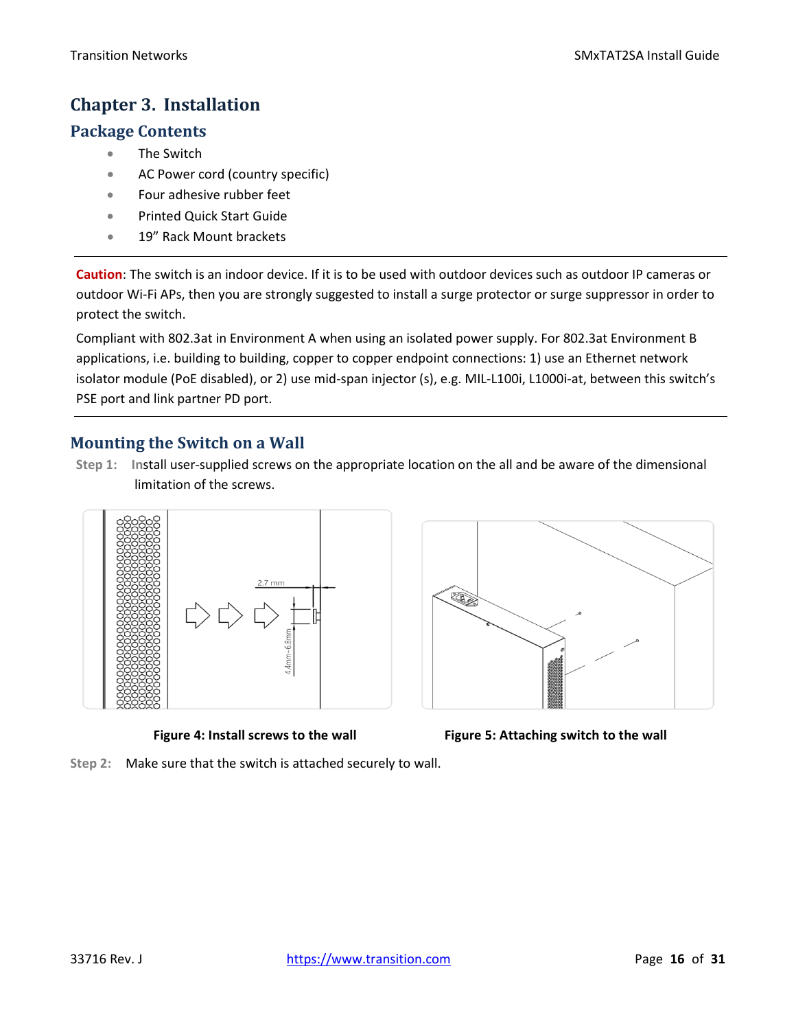# Chapter 3. Installation

## Package Contents

- The Switch
- AC Power cord (country specific)
- Four adhesive rubber feet
- Printed Quick Start Guide
- 19" Rack Mount brackets

---

**Caution**: The switch is an indoor device. If it is to be used with outdoor devices such as outdoor IP cameras or outdoor Wi-Fi APs, then you are strongly suggested to install a surge protector or surge suppressor in order to protect the switch.

Compliant with 802.3at in Environment A when using an isolated power supply. For 802.3at Environment B applications, i.e. building to building, copper to copper endpoint connections: 1) use an Ethernet network isolator module (PoE disabled), or 2) use mid-span injector (s), e.g. MIL-L100i, L1000i-at, between this switch's PSE port and link partner PD port.

---

## Mounting the Switch on a Wall

**Step 1:** Install user-supplied screws on the appropriate location on the all and be aware of the dimensional limitation of the screws.

**Figure 4: Install screws to the wall**

**Figure 5: Attaching switch to the wall**

**Step 2:** Make sure that the switch is attached securely to wall.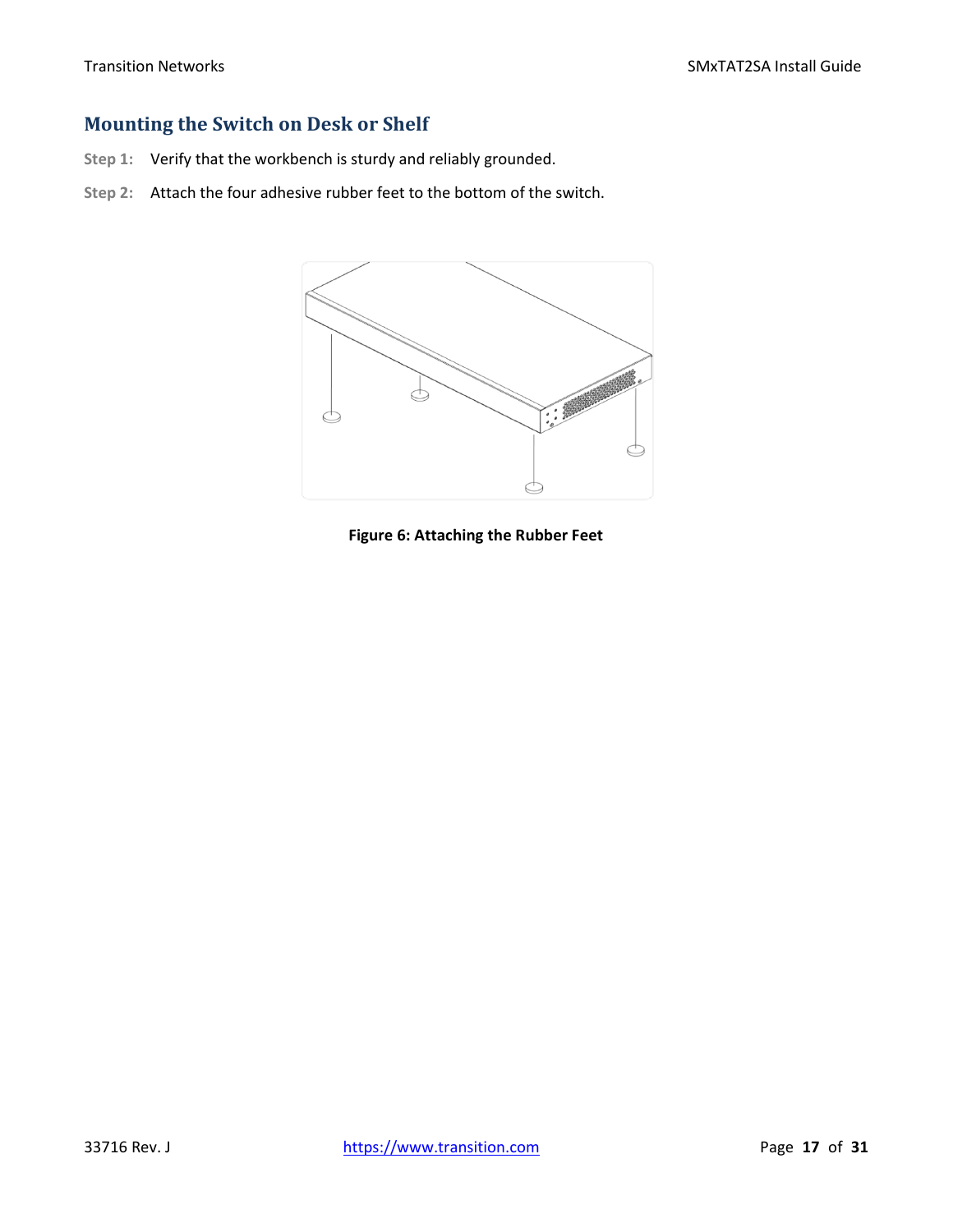## Mounting the Switch on Desk or Shelf

**Step 1:** Verify that the workbench is sturdy and reliably grounded.

**Step 2:** Attach the four adhesive rubber feet to the bottom of the switch.

**Figure 6: Attaching the Rubber Feet**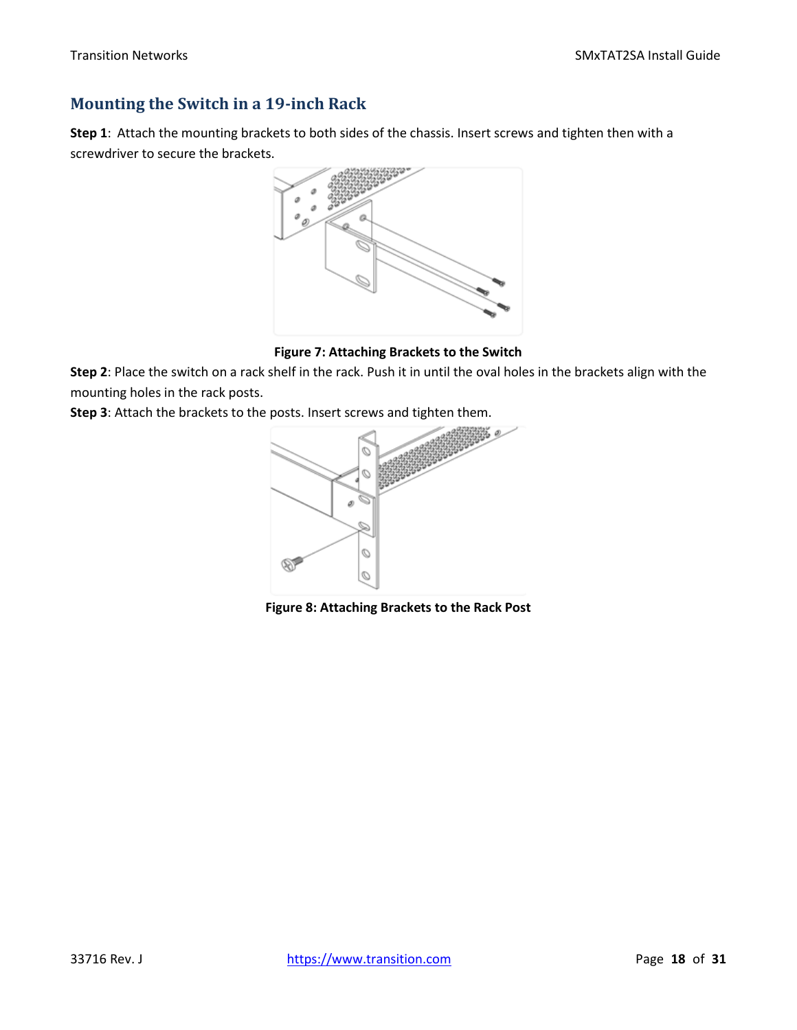## Mounting the Switch in a 19-inch Rack

**Step 1**: Attach the mounting brackets to both sides of the chassis. Insert screws and tighten then with a screwdriver to secure the brackets.

**Figure 7: Attaching Brackets to the Switch**

**Step 2**: Place the switch on a rack shelf in the rack. Push it in until the oval holes in the brackets align with the mounting holes in the rack posts.

**Step 3**: Attach the brackets to the posts. Insert screws and tighten them.

**Figure 8: Attaching Brackets to the Rack Post**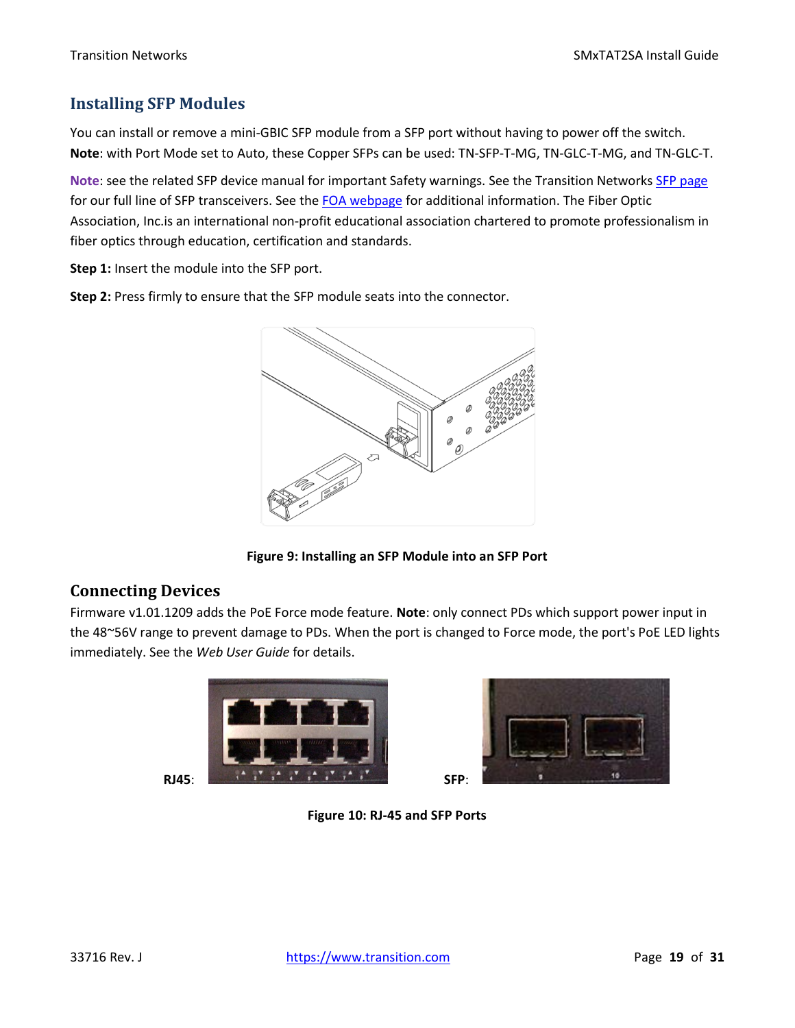## Installing SFP Modules

You can install or remove a mini-GBIC SFP module from a SFP port without having to power off the switch.
**Note**: with Port Mode set to Auto, these Copper SFPs can be used: TN-SFP-T-MG, TN-GLC-T-MG, and TN-GLC-T.

**Note**: see the related SFP device manual for important Safety warnings. See the Transition Networks SFP page for our full line of SFP transceivers. See the FOA webpage for additional information. The Fiber Optic Association, Inc.is an international non-profit educational association chartered to promote professionalism in fiber optics through education, certification and standards.

**Step 1:** Insert the module into the SFP port.

**Step 2:** Press firmly to ensure that the SFP module seats into the connector.

**Figure 9: Installing an SFP Module into an SFP Port**

## Connecting Devices

Firmware v1.01.1209 adds the PoE Force mode feature. **Note**: only connect PDs which support power input in the 48~56V range to prevent damage to PDs. When the port is changed to Force mode, the port's PoE LED lights immediately. See the *Web User Guide* for details.

**RJ45**: **SFP**:

**Figure 10: RJ-45 and SFP Ports**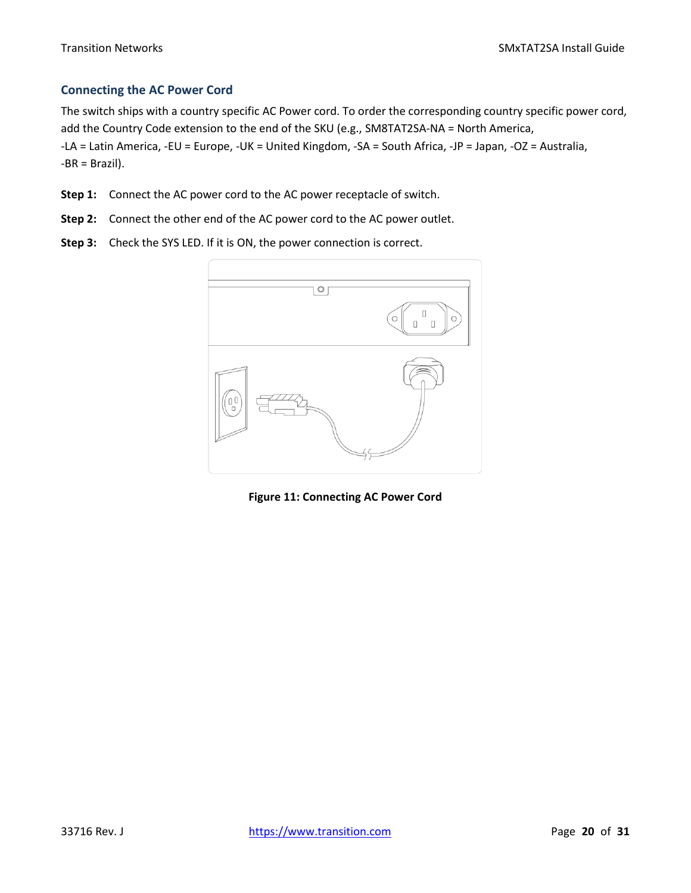## Connecting the AC Power Cord

The switch ships with a country specific AC Power cord. To order the corresponding country specific power cord, add the Country Code extension to the end of the SKU (e.g., SM8TAT2SA-NA = North America, -LA = Latin America, -EU = Europe, -UK = United Kingdom, -SA = South Africa, -JP = Japan, -OZ = Australia, -BR = Brazil).

**Step 1:** Connect the AC power cord to the AC power receptacle of switch.

**Step 2:** Connect the other end of the AC power cord to the AC power outlet.

**Step 3:** Check the SYS LED. If it is ON, the power connection is correct.

**Figure 11: Connecting AC Power Cord**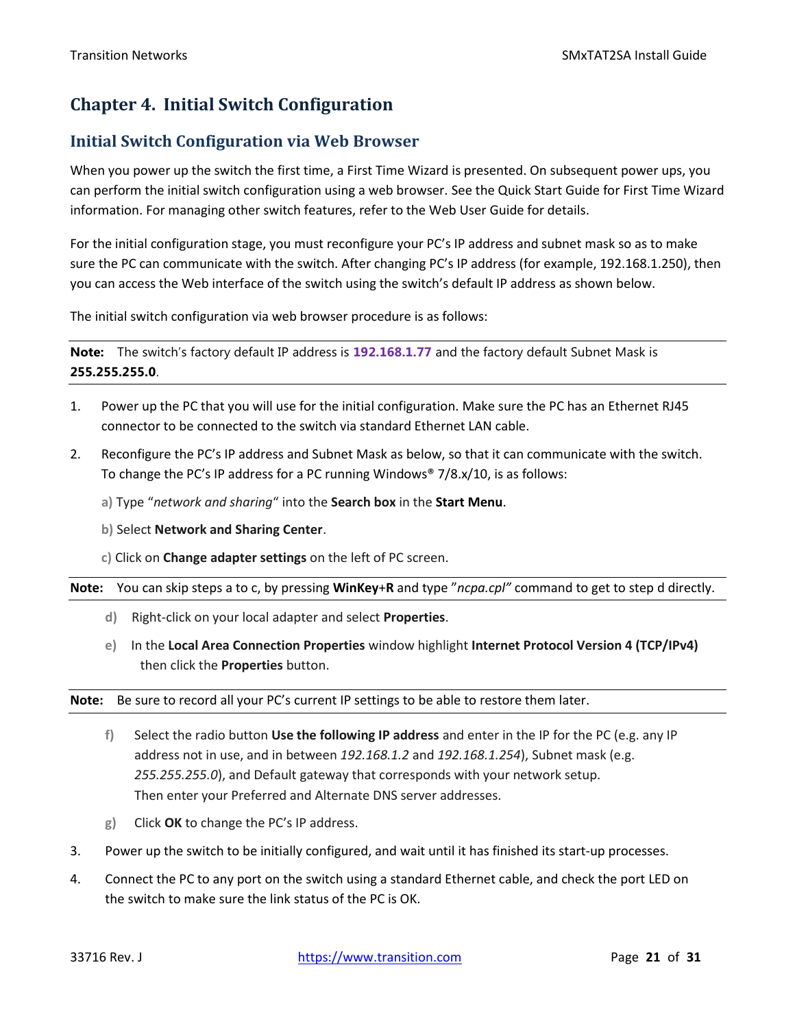# Chapter 4. Initial Switch Configuration

## Initial Switch Configuration via Web Browser

When you power up the switch the first time, a First Time Wizard is presented. On subsequent power ups, you can perform the initial switch configuration using a web browser. See the Quick Start Guide for First Time Wizard information. For managing other switch features, refer to the Web User Guide for details.

For the initial configuration stage, you must reconfigure your PC's IP address and subnet mask so as to make sure the PC can communicate with the switch. After changing PC's IP address (for example, 192.168.1.250), then you can access the Web interface of the switch using the switch's default IP address as shown below.

The initial switch configuration via web browser procedure is as follows:

---

**Note:** The switch's factory default IP address is **192.168.1.77** and the factory default Subnet Mask is **255.255.255.0**.

---

1. Power up the PC that you will use for the initial configuration. Make sure the PC has an Ethernet RJ45 connector to be connected to the switch via standard Ethernet LAN cable.
2. Reconfigure the PC's IP address and Subnet Mask as below, so that it can communicate with the switch. To change the PC's IP address for a PC running Windows® 7/8.x/10, is as follows:

   a) Type "*network and sharing*" into the **Search box** in the **Start Menu**.

   b) Select **Network and Sharing Center**.

   c) Click on **Change adapter settings** on the left of PC screen.

---

**Note:** You can skip steps a to c, by pressing **WinKey**+**R** and type "*ncpa.cpl"* command to get to step d directly.

---

   d) Right-click on your local adapter and select **Properties**.

   e) In the **Local Area Connection Properties** window highlight **Internet Protocol Version 4 (TCP/IPv4)** then click the **Properties** button.

---

**Note:** Be sure to record all your PC's current IP settings to be able to restore them later.

---

   f) Select the radio button **Use the following IP address** and enter in the IP for the PC (e.g. any IP address not in use, and in between *192.168.1.2* and *192.168.1.254*), Subnet mask (e.g. *255.255.255.0*), and Default gateway that corresponds with your network setup. Then enter your Preferred and Alternate DNS server addresses.

   g) Click **OK** to change the PC's IP address.

3. Power up the switch to be initially configured, and wait until it has finished its start-up processes.
4. Connect the PC to any port on the switch using a standard Ethernet cable, and check the port LED on the switch to make sure the link status of the PC is OK.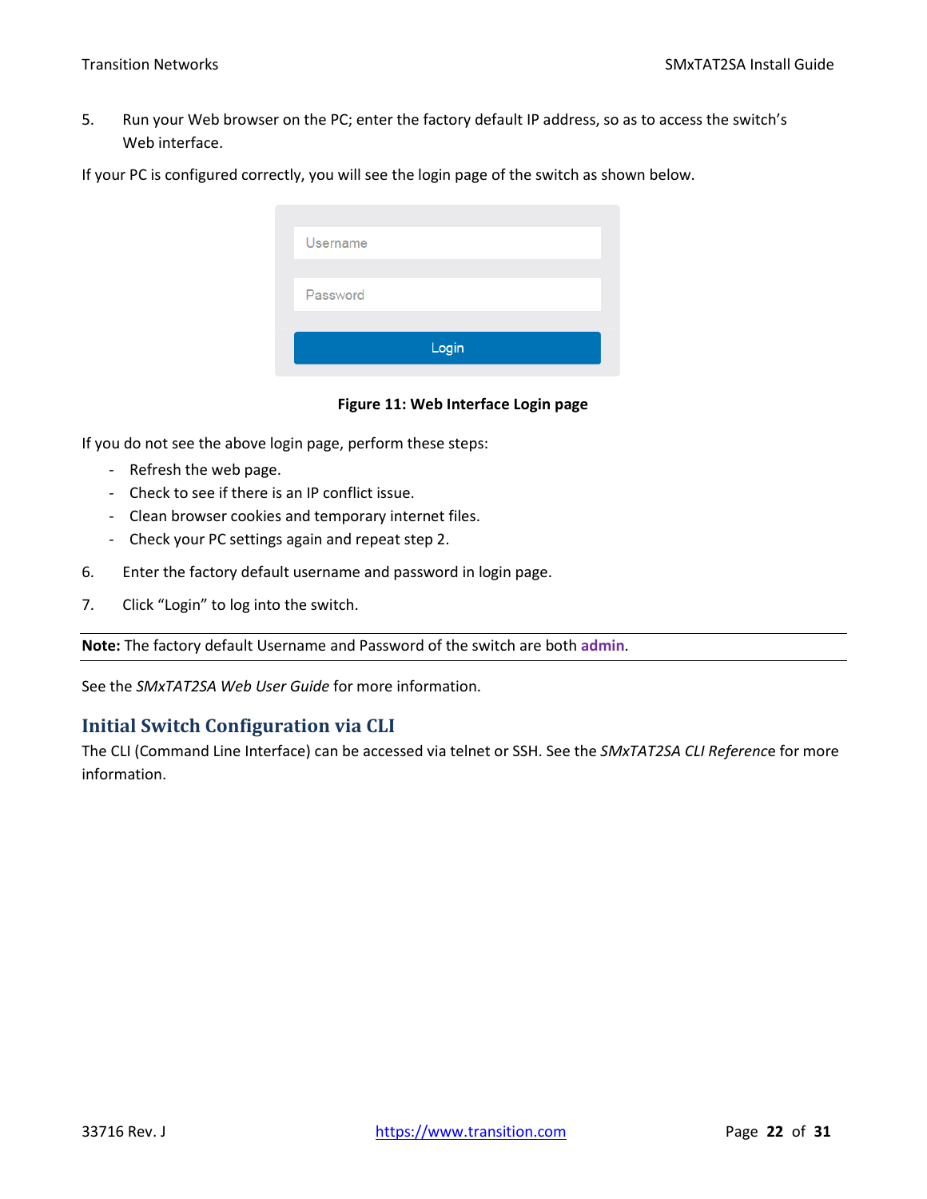5. Run your Web browser on the PC; enter the factory default IP address, so as to access the switch's Web interface.

If your PC is configured correctly, you will see the login page of the switch as shown below.

**Figure 11: Web Interface Login page**

If you do not see the above login page, perform these steps:

- Refresh the web page.
- Check to see if there is an IP conflict issue.
- Clean browser cookies and temporary internet files.
- Check your PC settings again and repeat step 2.

6. Enter the factory default username and password in login page.

7. Click "Login" to log into the switch.

**Note:** The factory default Username and Password of the switch are both **admin**.

See the *SMxTAT2SA Web User Guide* for more information.

## Initial Switch Configuration via CLI

The CLI (Command Line Interface) can be accessed via telnet or SSH. See the *SMxTAT2SA CLI Reference* for more information.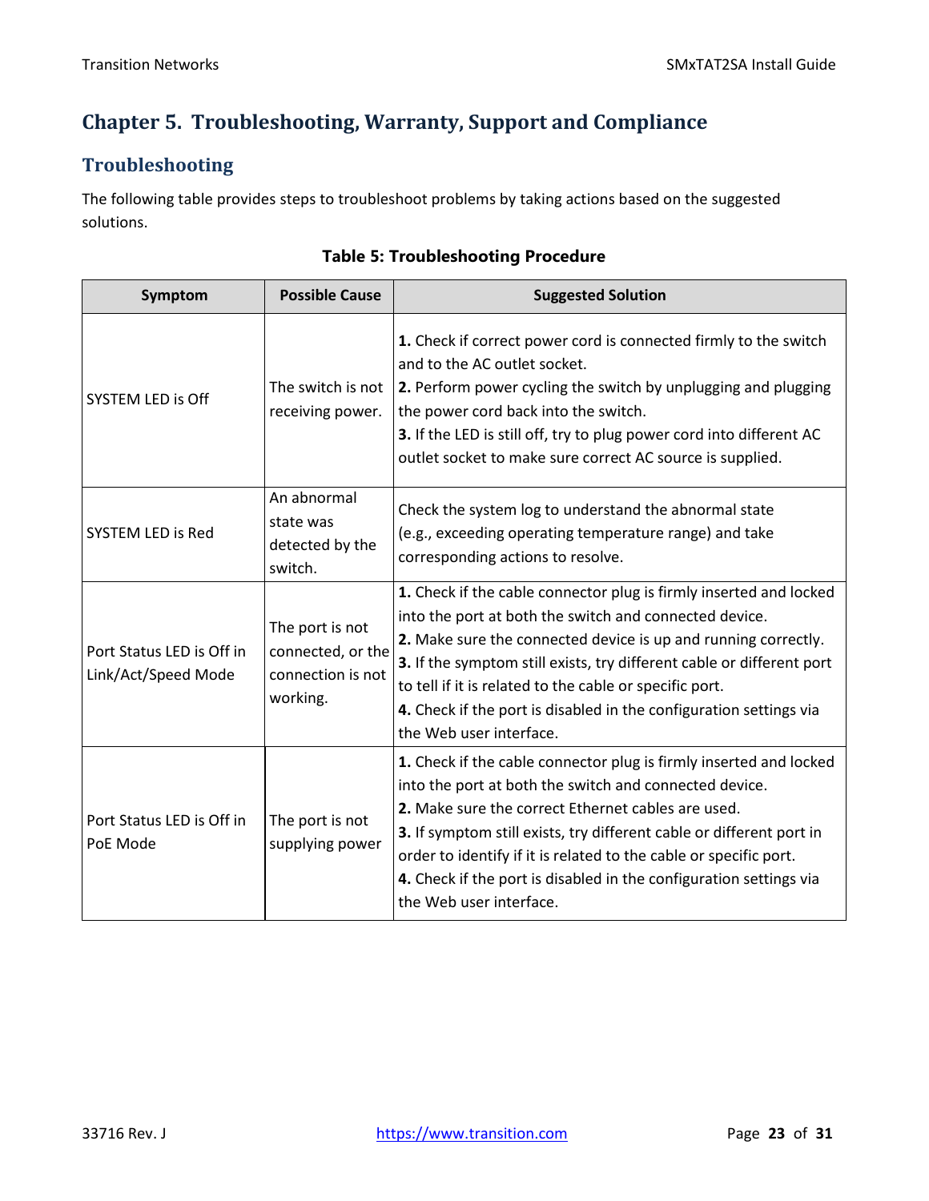# Chapter 5. Troubleshooting, Warranty, Support and Compliance

## Troubleshooting

The following table provides steps to troubleshoot problems by taking actions based on the suggested solutions.

**Table 5: Troubleshooting Procedure**

| Symptom | Possible Cause | Suggested Solution |
|---|---|---|
| SYSTEM LED is Off | The switch is not receiving power. | **1.** Check if correct power cord is connected firmly to the switch and to the AC outlet socket.<br>**2.** Perform power cycling the switch by unplugging and plugging the power cord back into the switch.<br>**3.** If the LED is still off, try to plug power cord into different AC outlet socket to make sure correct AC source is supplied. |
| SYSTEM LED is Red | An abnormal state was detected by the switch. | Check the system log to understand the abnormal state (e.g., exceeding operating temperature range) and take corresponding actions to resolve. |
| Port Status LED is Off in Link/Act/Speed Mode | The port is not connected, or the connection is not working. | **1.** Check if the cable connector plug is firmly inserted and locked into the port at both the switch and connected device.<br>**2.** Make sure the connected device is up and running correctly.<br>**3.** If the symptom still exists, try different cable or different port to tell if it is related to the cable or specific port.<br>**4.** Check if the port is disabled in the configuration settings via the Web user interface. |
| Port Status LED is Off in PoE Mode | The port is not supplying power | **1.** Check if the cable connector plug is firmly inserted and locked into the port at both the switch and connected device.<br>**2.** Make sure the correct Ethernet cables are used.<br>**3.** If symptom still exists, try different cable or different port in order to identify if it is related to the cable or specific port.<br>**4.** Check if the port is disabled in the configuration settings via the Web user interface. |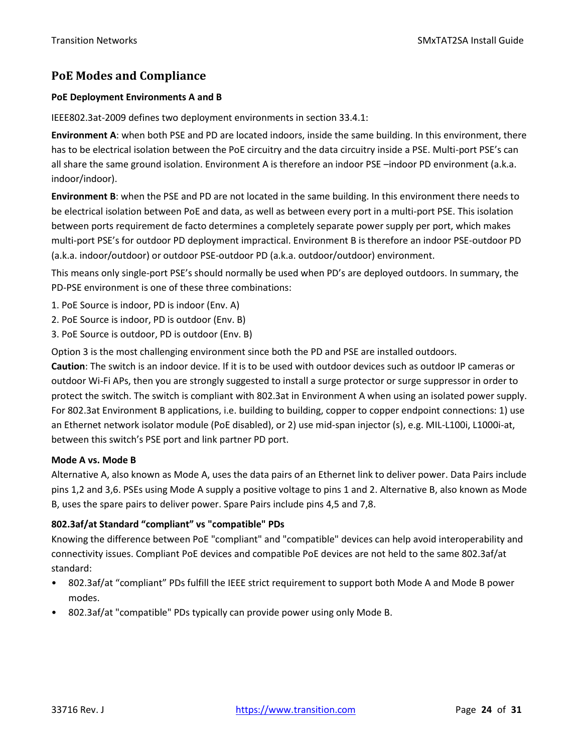## PoE Modes and Compliance

**PoE Deployment Environments A and B**

IEEE802.3at-2009 defines two deployment environments in section 33.4.1:

**Environment A**: when both PSE and PD are located indoors, inside the same building. In this environment, there has to be electrical isolation between the PoE circuitry and the data circuitry inside a PSE. Multi-port PSE's can all share the same ground isolation. Environment A is therefore an indoor PSE –indoor PD environment (a.k.a. indoor/indoor).

**Environment B**: when the PSE and PD are not located in the same building. In this environment there needs to be electrical isolation between PoE and data, as well as between every port in a multi-port PSE. This isolation between ports requirement de facto determines a completely separate power supply per port, which makes multi-port PSE's for outdoor PD deployment impractical. Environment B is therefore an indoor PSE-outdoor PD (a.k.a. indoor/outdoor) or outdoor PSE-outdoor PD (a.k.a. outdoor/outdoor) environment.

This means only single-port PSE's should normally be used when PD's are deployed outdoors. In summary, the PD-PSE environment is one of these three combinations:

1. PoE Source is indoor, PD is indoor (Env. A)
2. PoE Source is indoor, PD is outdoor (Env. B)
3. PoE Source is outdoor, PD is outdoor (Env. B)

Option 3 is the most challenging environment since both the PD and PSE are installed outdoors.
**Caution**: The switch is an indoor device. If it is to be used with outdoor devices such as outdoor IP cameras or outdoor Wi-Fi APs, then you are strongly suggested to install a surge protector or surge suppressor in order to protect the switch. The switch is compliant with 802.3at in Environment A when using an isolated power supply. For 802.3at Environment B applications, i.e. building to building, copper to copper endpoint connections: 1) use an Ethernet network isolator module (PoE disabled), or 2) use mid-span injector (s), e.g. MIL-L100i, L1000i-at, between this switch's PSE port and link partner PD port.

**Mode A vs. Mode B**

Alternative A, also known as Mode A, uses the data pairs of an Ethernet link to deliver power. Data Pairs include pins 1,2 and 3,6. PSEs using Mode A supply a positive voltage to pins 1 and 2. Alternative B, also known as Mode B, uses the spare pairs to deliver power. Spare Pairs include pins 4,5 and 7,8.

**802.3af/at Standard "compliant" vs "compatible" PDs**

Knowing the difference between PoE "compliant" and "compatible" devices can help avoid interoperability and connectivity issues. Compliant PoE devices and compatible PoE devices are not held to the same 802.3af/at standard:

- 802.3af/at "compliant" PDs fulfill the IEEE strict requirement to support both Mode A and Mode B power modes.
- 802.3af/at "compatible" PDs typically can provide power using only Mode B.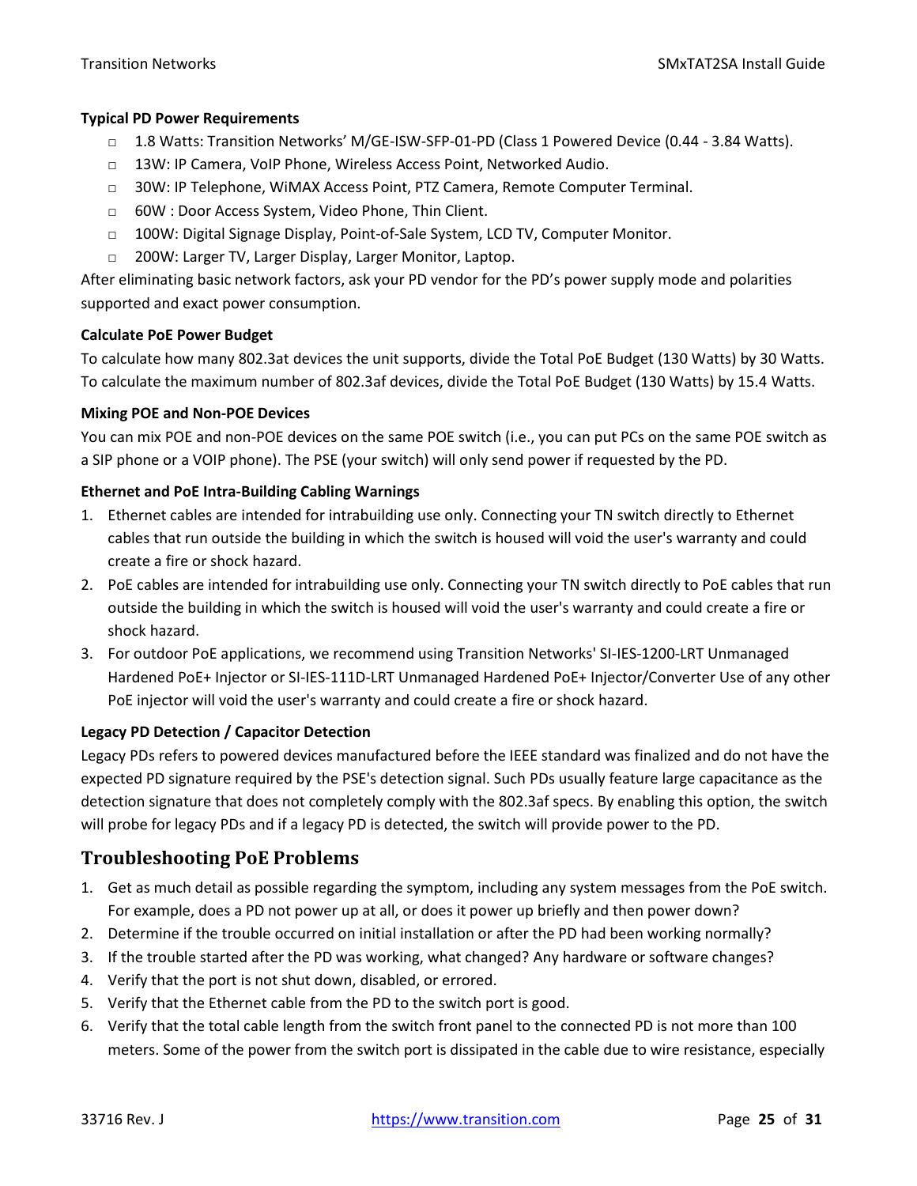**Typical PD Power Requirements**

- 1.8 Watts: Transition Networks' M/GE-ISW-SFP-01-PD (Class 1 Powered Device (0.44 - 3.84 Watts).
- 13W: IP Camera, VoIP Phone, Wireless Access Point, Networked Audio.
- 30W: IP Telephone, WiMAX Access Point, PTZ Camera, Remote Computer Terminal.
- 60W : Door Access System, Video Phone, Thin Client.
- 100W: Digital Signage Display, Point-of-Sale System, LCD TV, Computer Monitor.
- 200W: Larger TV, Larger Display, Larger Monitor, Laptop.

After eliminating basic network factors, ask your PD vendor for the PD's power supply mode and polarities supported and exact power consumption.

**Calculate PoE Power Budget**

To calculate how many 802.3at devices the unit supports, divide the Total PoE Budget (130 Watts) by 30 Watts. To calculate the maximum number of 802.3af devices, divide the Total PoE Budget (130 Watts) by 15.4 Watts.

**Mixing POE and Non-POE Devices**

You can mix POE and non-POE devices on the same POE switch (i.e., you can put PCs on the same POE switch as a SIP phone or a VOIP phone). The PSE (your switch) will only send power if requested by the PD.

**Ethernet and PoE Intra-Building Cabling Warnings**

1. Ethernet cables are intended for intrabuilding use only. Connecting your TN switch directly to Ethernet cables that run outside the building in which the switch is housed will void the user's warranty and could create a fire or shock hazard.
2. PoE cables are intended for intrabuilding use only. Connecting your TN switch directly to PoE cables that run outside the building in which the switch is housed will void the user's warranty and could create a fire or shock hazard.
3. For outdoor PoE applications, we recommend using Transition Networks' SI-IES-1200-LRT Unmanaged Hardened PoE+ Injector or SI-IES-111D-LRT Unmanaged Hardened PoE+ Injector/Converter Use of any other PoE injector will void the user's warranty and could create a fire or shock hazard.

**Legacy PD Detection / Capacitor Detection**

Legacy PDs refers to powered devices manufactured before the IEEE standard was finalized and do not have the expected PD signature required by the PSE's detection signal. Such PDs usually feature large capacitance as the detection signature that does not completely comply with the 802.3af specs. By enabling this option, the switch will probe for legacy PDs and if a legacy PD is detected, the switch will provide power to the PD.

## Troubleshooting PoE Problems

1. Get as much detail as possible regarding the symptom, including any system messages from the PoE switch. For example, does a PD not power up at all, or does it power up briefly and then power down?
2. Determine if the trouble occurred on initial installation or after the PD had been working normally?
3. If the trouble started after the PD was working, what changed? Any hardware or software changes?
4. Verify that the port is not shut down, disabled, or errored.
5. Verify that the Ethernet cable from the PD to the switch port is good.
6. Verify that the total cable length from the switch front panel to the connected PD is not more than 100 meters. Some of the power from the switch port is dissipated in the cable due to wire resistance, especially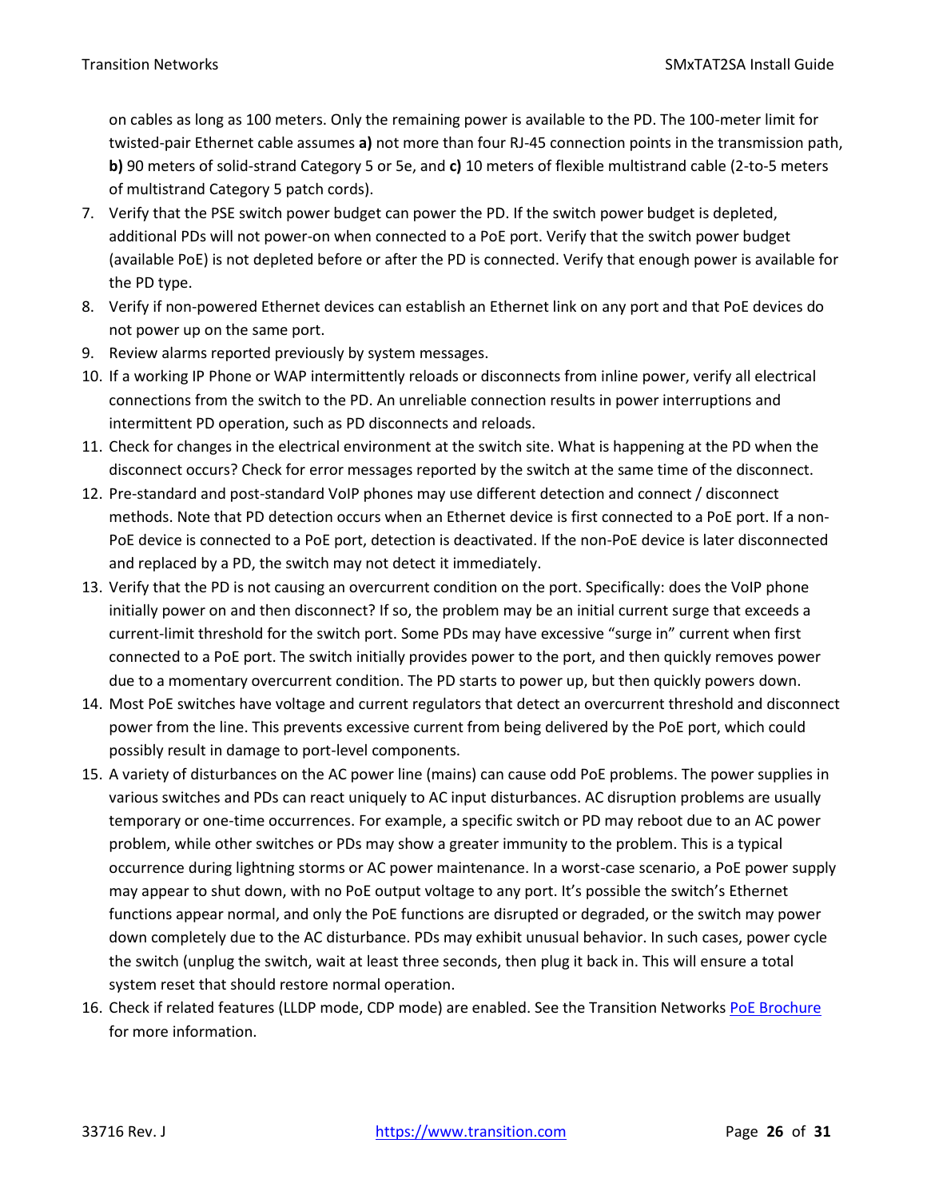on cables as long as 100 meters. Only the remaining power is available to the PD. The 100-meter limit for twisted-pair Ethernet cable assumes **a)** not more than four RJ-45 connection points in the transmission path, **b)** 90 meters of solid-strand Category 5 or 5e, and **c)** 10 meters of flexible multistrand cable (2-to-5 meters of multistrand Category 5 patch cords).

7. Verify that the PSE switch power budget can power the PD. If the switch power budget is depleted, additional PDs will not power-on when connected to a PoE port. Verify that the switch power budget (available PoE) is not depleted before or after the PD is connected. Verify that enough power is available for the PD type.
8. Verify if non-powered Ethernet devices can establish an Ethernet link on any port and that PoE devices do not power up on the same port.
9. Review alarms reported previously by system messages.
10. If a working IP Phone or WAP intermittently reloads or disconnects from inline power, verify all electrical connections from the switch to the PD. An unreliable connection results in power interruptions and intermittent PD operation, such as PD disconnects and reloads.
11. Check for changes in the electrical environment at the switch site. What is happening at the PD when the disconnect occurs? Check for error messages reported by the switch at the same time of the disconnect.
12. Pre-standard and post-standard VoIP phones may use different detection and connect / disconnect methods. Note that PD detection occurs when an Ethernet device is first connected to a PoE port. If a non-PoE device is connected to a PoE port, detection is deactivated. If the non-PoE device is later disconnected and replaced by a PD, the switch may not detect it immediately.
13. Verify that the PD is not causing an overcurrent condition on the port. Specifically: does the VoIP phone initially power on and then disconnect? If so, the problem may be an initial current surge that exceeds a current-limit threshold for the switch port. Some PDs may have excessive "surge in" current when first connected to a PoE port. The switch initially provides power to the port, and then quickly removes power due to a momentary overcurrent condition. The PD starts to power up, but then quickly powers down.
14. Most PoE switches have voltage and current regulators that detect an overcurrent threshold and disconnect power from the line. This prevents excessive current from being delivered by the PoE port, which could possibly result in damage to port-level components.
15. A variety of disturbances on the AC power line (mains) can cause odd PoE problems. The power supplies in various switches and PDs can react uniquely to AC input disturbances. AC disruption problems are usually temporary or one-time occurrences. For example, a specific switch or PD may reboot due to an AC power problem, while other switches or PDs may show a greater immunity to the problem. This is a typical occurrence during lightning storms or AC power maintenance. In a worst-case scenario, a PoE power supply may appear to shut down, with no PoE output voltage to any port. It's possible the switch's Ethernet functions appear normal, and only the PoE functions are disrupted or degraded, or the switch may power down completely due to the AC disturbance. PDs may exhibit unusual behavior. In such cases, power cycle the switch (unplug the switch, wait at least three seconds, then plug it back in. This will ensure a total system reset that should restore normal operation.
16. Check if related features (LLDP mode, CDP mode) are enabled. See the Transition Networks PoE Brochure for more information.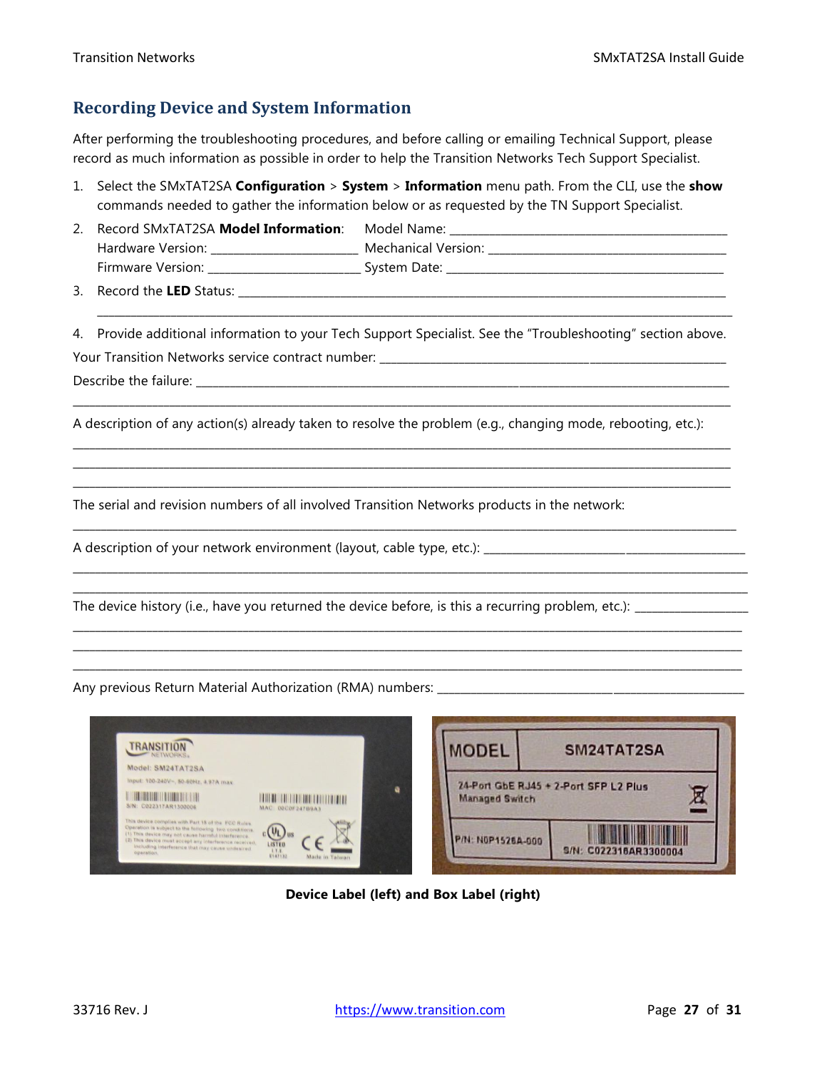## Recording Device and System Information

After performing the troubleshooting procedures, and before calling or emailing Technical Support, please record as much information as possible in order to help the Transition Networks Tech Support Specialist.

1. Select the SMxTAT2SA **Configuration** > **System** > **Information** menu path. From the CLI, use the **show** commands needed to gather the information below or as requested by the TN Support Specialist.
2. Record SMxTAT2SA **Model Information**: Model Name: ______________________________
   Hardware Version: ______________________ Mechanical Version: ______________________
   Firmware Version: ______________________ System Date: ______________________
3. Record the **LED** Status: ____________________________________________________________

   ________________________________________________________________________________

4. Provide additional information to your Tech Support Specialist. See the "Troubleshooting" section above.

Your Transition Networks service contract number: ____________________________________________

Describe the failure: ________________________________________________________________________

________________________________________________________________________________

A description of any action(s) already taken to resolve the problem (e.g., changing mode, rebooting, etc.):

________________________________________________________________________________

________________________________________________________________________________

________________________________________________________________________________

The serial and revision numbers of all involved Transition Networks products in the network:

________________________________________________________________________________

A description of your network environment (layout, cable type, etc.): ______________________________

________________________________________________________________________________

________________________________________________________________________________

The device history (i.e., have you returned the device before, is this a recurring problem, etc.): __________

________________________________________________________________________________

________________________________________________________________________________

________________________________________________________________________________

Any previous Return Material Authorization (RMA) numbers: ______________________________________

**Device Label (left) and Box Label (right)**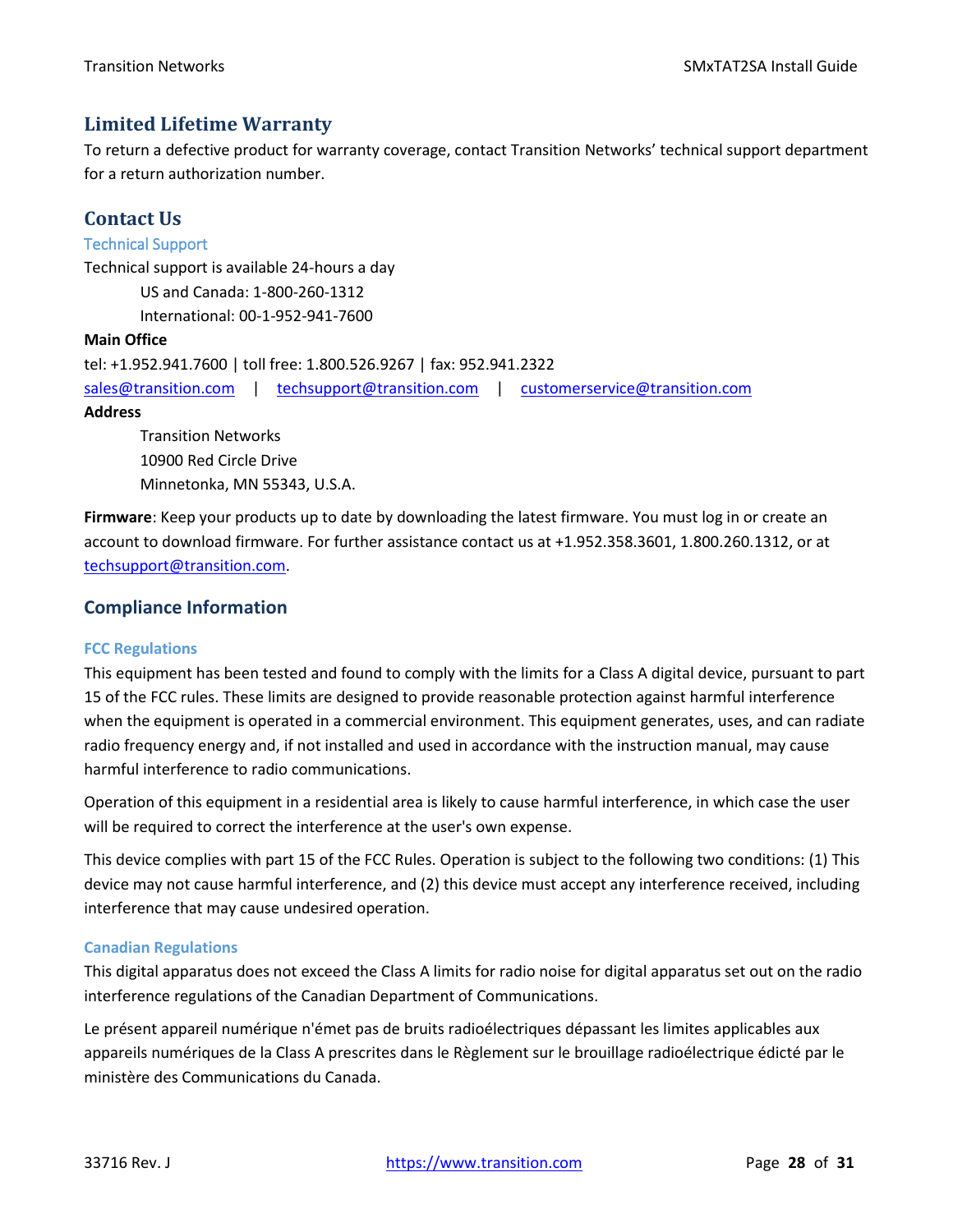## Limited Lifetime Warranty

To return a defective product for warranty coverage, contact Transition Networks' technical support department for a return authorization number.

## Contact Us

### Technical Support

Technical support is available 24-hours a day

US and Canada: 1-800-260-1312

International: 00-1-952-941-7600

**Main Office**

tel: +1.952.941.7600 | toll free: 1.800.526.9267 | fax: 952.941.2322

sales@transition.com | techsupport@transition.com | customerservice@transition.com

**Address**

Transition Networks
10900 Red Circle Drive
Minnetonka, MN 55343, U.S.A.

**Firmware**: Keep your products up to date by downloading the latest firmware. You must log in or create an account to download firmware. For further assistance contact us at +1.952.358.3601, 1.800.260.1312, or at techsupport@transition.com.

## Compliance Information

### FCC Regulations

This equipment has been tested and found to comply with the limits for a Class A digital device, pursuant to part 15 of the FCC rules. These limits are designed to provide reasonable protection against harmful interference when the equipment is operated in a commercial environment. This equipment generates, uses, and can radiate radio frequency energy and, if not installed and used in accordance with the instruction manual, may cause harmful interference to radio communications.

Operation of this equipment in a residential area is likely to cause harmful interference, in which case the user will be required to correct the interference at the user's own expense.

This device complies with part 15 of the FCC Rules. Operation is subject to the following two conditions: (1) This device may not cause harmful interference, and (2) this device must accept any interference received, including interference that may cause undesired operation.

### Canadian Regulations

This digital apparatus does not exceed the Class A limits for radio noise for digital apparatus set out on the radio interference regulations of the Canadian Department of Communications.

Le présent appareil numérique n'émet pas de bruits radioélectriques dépassant les limites applicables aux appareils numériques de la Class A prescrites dans le Règlement sur le brouillage radioélectrique édicté par le ministère des Communications du Canada.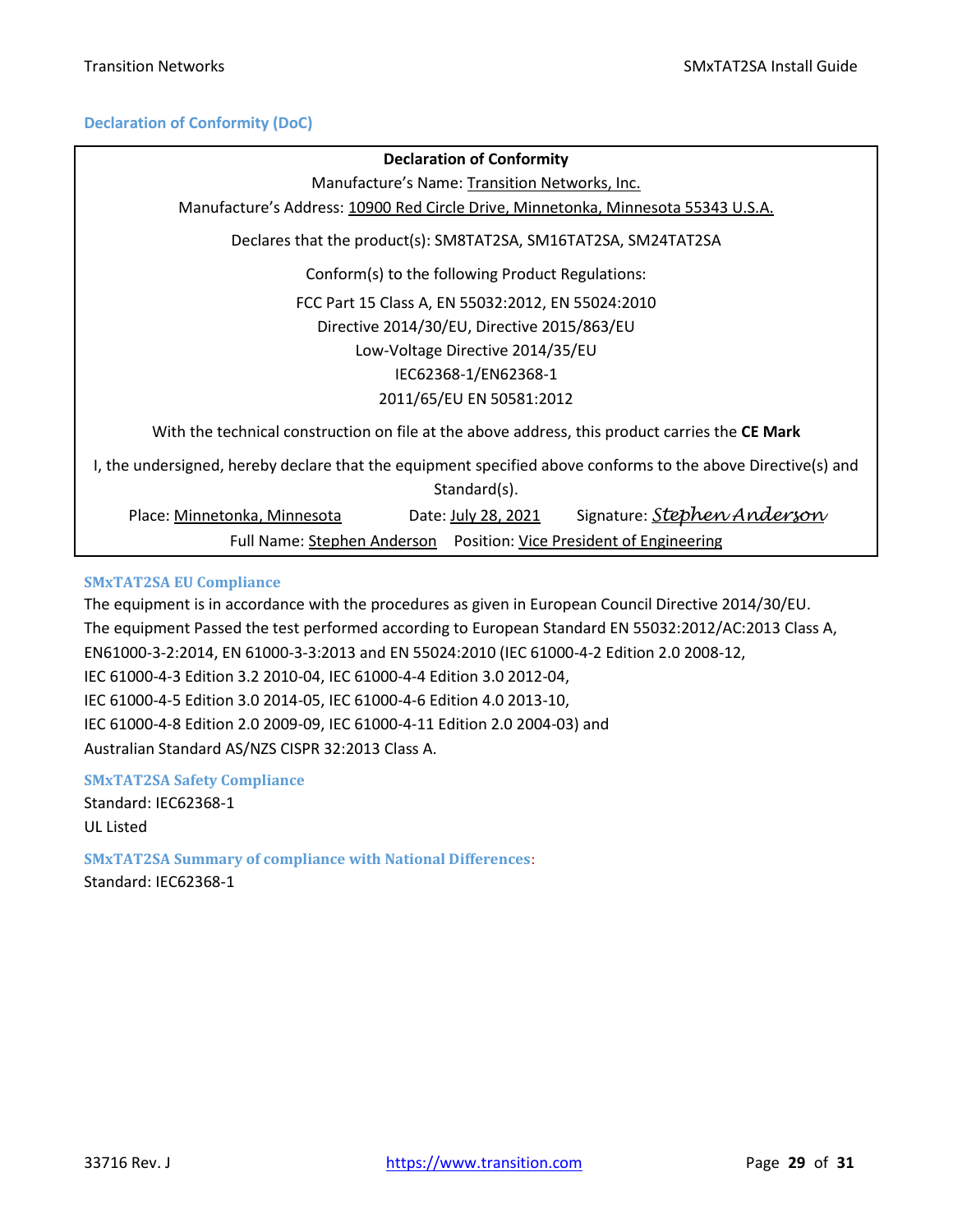## Declaration of Conformity (DoC)

**Declaration of Conformity**

Manufacture's Name: Transition Networks, Inc.

Manufacture's Address: 10900 Red Circle Drive, Minnetonka, Minnesota 55343 U.S.A.

Declares that the product(s): SM8TAT2SA, SM16TAT2SA, SM24TAT2SA

Conform(s) to the following Product Regulations:

FCC Part 15 Class A, EN 55032:2012, EN 55024:2010
Directive 2014/30/EU, Directive 2015/863/EU
Low-Voltage Directive 2014/35/EU
IEC62368-1/EN62368-1
2011/65/EU EN 50581:2012

With the technical construction on file at the above address, this product carries the **CE Mark**

I, the undersigned, hereby declare that the equipment specified above conforms to the above Directive(s) and Standard(s).

Place: Minnetonka, Minnesota     Date: July 28, 2021     Signature: *Stephen Anderson*

Full Name: Stephen Anderson     Position: Vice President of Engineering

### SMxTAT2SA EU Compliance

The equipment is in accordance with the procedures as given in European Council Directive 2014/30/EU.
The equipment Passed the test performed according to European Standard EN 55032:2012/AC:2013 Class A, EN61000-3-2:2014, EN 61000-3-3:2013 and EN 55024:2010 (IEC 61000-4-2 Edition 2.0 2008-12, IEC 61000-4-3 Edition 3.2 2010-04, IEC 61000-4-4 Edition 3.0 2012-04, IEC 61000-4-5 Edition 3.0 2014-05, IEC 61000-4-6 Edition 4.0 2013-10, IEC 61000-4-8 Edition 2.0 2009-09, IEC 61000-4-11 Edition 2.0 2004-03) and Australian Standard AS/NZS CISPR 32:2013 Class A.

### SMxTAT2SA Safety Compliance

Standard: IEC62368-1
UL Listed

### SMxTAT2SA Summary of compliance with National Differences:

Standard: IEC62368-1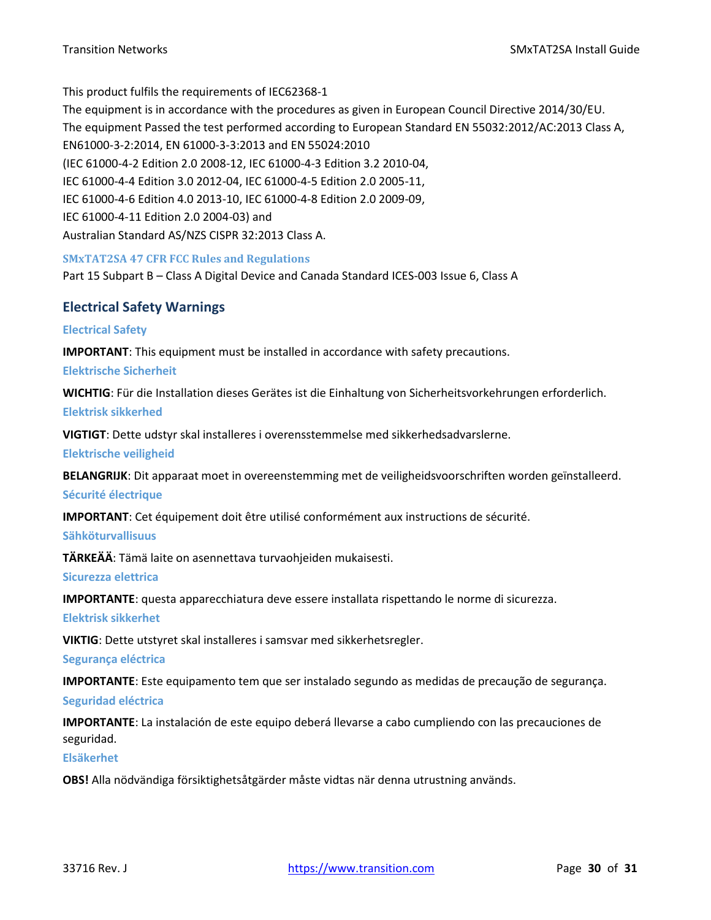This product fulfils the requirements of IEC62368-1
The equipment is in accordance with the procedures as given in European Council Directive 2014/30/EU.
The equipment Passed the test performed according to European Standard EN 55032:2012/AC:2013 Class A, EN61000-3-2:2014, EN 61000-3-3:2013 and EN 55024:2010
(IEC 61000-4-2 Edition 2.0 2008-12, IEC 61000-4-3 Edition 3.2 2010-04,
IEC 61000-4-4 Edition 3.0 2012-04, IEC 61000-4-5 Edition 2.0 2005-11,
IEC 61000-4-6 Edition 4.0 2013-10, IEC 61000-4-8 Edition 2.0 2009-09,
IEC 61000-4-11 Edition 2.0 2004-03) and
Australian Standard AS/NZS CISPR 32:2013 Class A.

#### SMxTAT2SA 47 CFR FCC Rules and Regulations

Part 15 Subpart B – Class A Digital Device and Canada Standard ICES-003 Issue 6, Class A

## Electrical Safety Warnings

### Electrical Safety

**IMPORTANT**: This equipment must be installed in accordance with safety precautions.

### Elektrische Sicherheit

**WICHTIG**: Für die Installation dieses Gerätes ist die Einhaltung von Sicherheitsvorkehrungen erforderlich.

### Elektrisk sikkerhed

**VIGTIGT**: Dette udstyr skal installeres i overensstemmelse med sikkerhedsadvarslerne.

### Elektrische veiligheid

**BELANGRIJK**: Dit apparaat moet in overeenstemming met de veiligheidsvoorschriften worden geïnstalleerd.

### Sécurité électrique

**IMPORTANT**: Cet équipement doit être utilisé conformément aux instructions de sécurité.

### Sähköturvallisuus

**TÄRKEÄÄ**: Tämä laite on asennettava turvaohjeiden mukaisesti.

### Sicurezza elettrica

**IMPORTANTE**: questa apparecchiatura deve essere installata rispettando le norme di sicurezza.

### Elektrisk sikkerhet

**VIKTIG**: Dette utstyret skal installeres i samsvar med sikkerhetsregler.

### Segurança eléctrica

**IMPORTANTE**: Este equipamento tem que ser instalado segundo as medidas de precaução de segurança.

### Seguridad eléctrica

**IMPORTANTE**: La instalación de este equipo deberá llevarse a cabo cumpliendo con las precauciones de seguridad.

### Elsäkerhet

**OBS!** Alla nödvändiga försiktighetsåtgärder måste vidtas när denna utrustning används.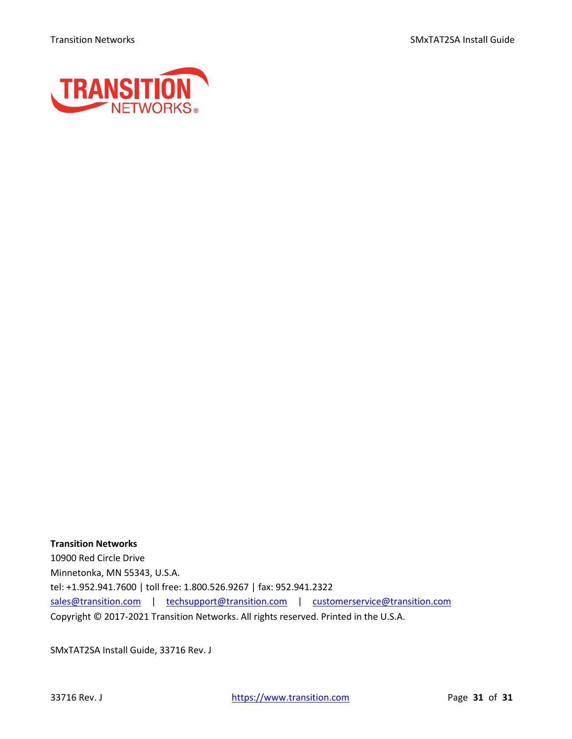**Transition Networks**
10900 Red Circle Drive
Minnetonka, MN 55343, U.S.A.
tel: +1.952.941.7600 | toll free: 1.800.526.9267 | fax: 952.941.2322
sales@transition.com | techsupport@transition.com | customerservice@transition.com
Copyright © 2017-2021 Transition Networks. All rights reserved. Printed in the U.S.A.

SMxTAT2SA Install Guide, 33716 Rev. J